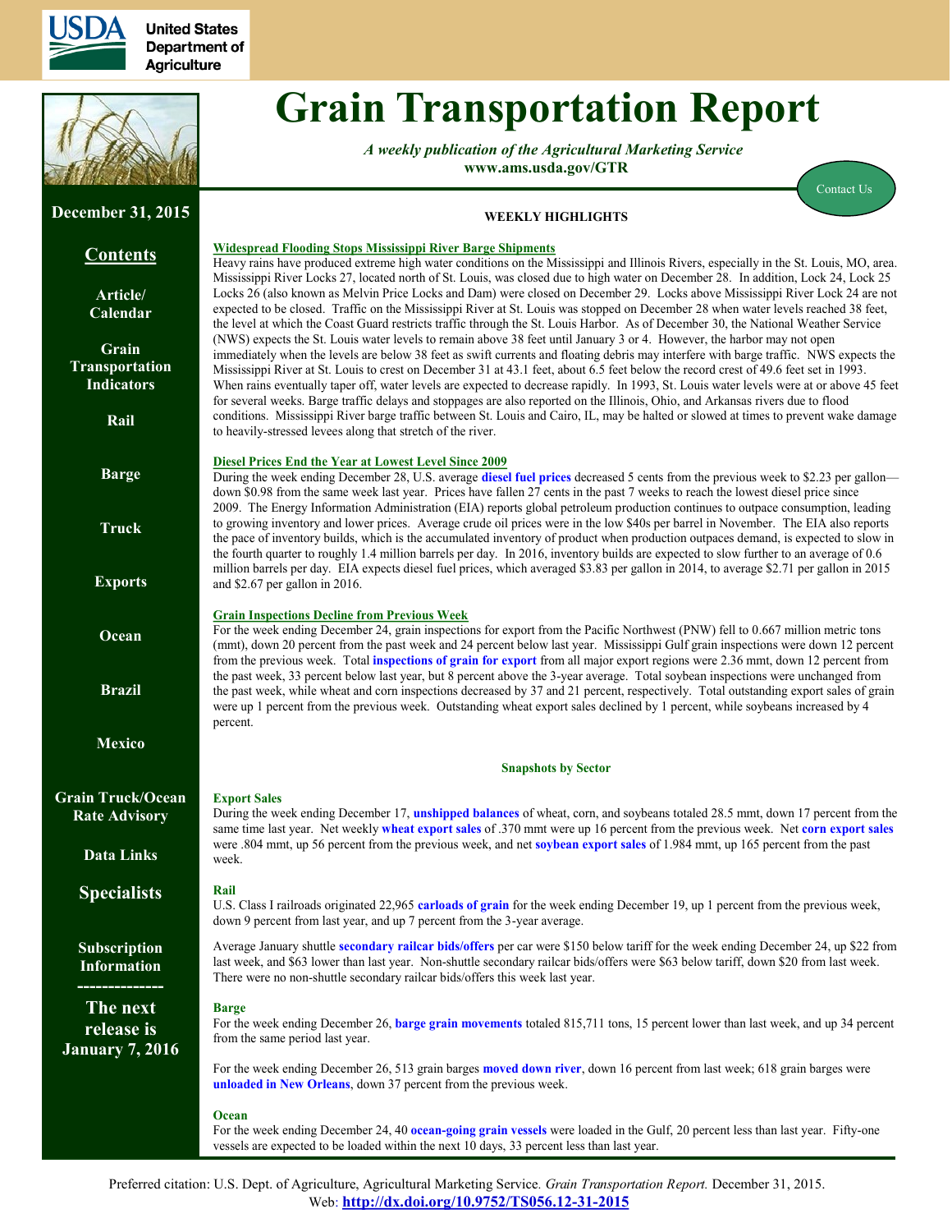United States Department of Agriculture

# Grain Transportation Report

*A weekly publication of the Agricultural Marketing Service*
**www.ams.usda.gov/GTR**

Contact Us

**December 31, 2015**

**Contents**

- Article/ Calendar
- Grain Transportation Indicators
- Rail
- Barge
- Truck
- Exports
- Ocean
- Brazil
- Mexico
- Grain Truck/Ocean Rate Advisory
- Data Links
- Specialists
- Subscription Information

-------------

**The next release is January 7, 2016**

## WEEKLY HIGHLIGHTS

### Widespread Flooding Stops Mississippi River Barge Shipments

Heavy rains have produced extreme high water conditions on the Mississippi and Illinois Rivers, especially in the St. Louis, MO, area. Mississippi River Locks 27, located north of St. Louis, was closed due to high water on December 28. In addition, Lock 24, Lock 25 Locks 26 (also known as Melvin Price Locks and Dam) were closed on December 29. Locks above Mississippi River Lock 24 are not expected to be closed. Traffic on the Mississippi River at St. Louis was stopped on December 28 when water levels reached 38 feet, the level at which the Coast Guard restricts traffic through the St. Louis Harbor. As of December 30, the National Weather Service (NWS) expects the St. Louis water levels to remain above 38 feet until January 3 or 4. However, the harbor may not open immediately when the levels are below 38 feet as swift currents and floating debris may interfere with barge traffic. NWS expects the Mississippi River at St. Louis to crest on December 31 at 43.1 feet, about 6.5 feet below the record crest of 49.6 feet set in 1993. When rains eventually taper off, water levels are expected to decrease rapidly. In 1993, St. Louis water levels were at or above 45 feet for several weeks. Barge traffic delays and stoppages are also reported on the Illinois, Ohio, and Arkansas rivers due to flood conditions. Mississippi River barge traffic between St. Louis and Cairo, IL, may be halted or slowed at times to prevent wake damage to heavily-stressed levees along that stretch of the river.

### Diesel Prices End the Year at Lowest Level Since 2009

During the week ending December 28, U.S. average **diesel fuel prices** decreased 5 cents from the previous week to $2.23 per gallon—down $0.98 from the same week last year. Prices have fallen 27 cents in the past 7 weeks to reach the lowest diesel price since 2009. The Energy Information Administration (EIA) reports global petroleum production continues to outpace consumption, leading to growing inventory and lower prices. Average crude oil prices were in the low $40s per barrel in November. The EIA also reports the pace of inventory builds, which is the accumulated inventory of product when production outpaces demand, is expected to slow in the fourth quarter to roughly 1.4 million barrels per day. In 2016, inventory builds are expected to slow further to an average of 0.6 million barrels per day. EIA expects diesel fuel prices, which averaged $3.83 per gallon in 2014, to average $2.71 per gallon in 2015 and $2.67 per gallon in 2016.

### Grain Inspections Decline from Previous Week

For the week ending December 24, grain inspections for export from the Pacific Northwest (PNW) fell to 0.667 million metric tons (mmt), down 20 percent from the past week and 24 percent below last year. Mississippi Gulf grain inspections were down 12 percent from the previous week. Total **inspections of grain for export** from all major export regions were 2.36 mmt, down 12 percent from the past week, 33 percent below last year, but 8 percent above the 3-year average. Total soybean inspections were unchanged from the past week, while wheat and corn inspections decreased by 37 and 21 percent, respectively. Total outstanding export sales of grain were up 1 percent from the previous week. Outstanding wheat export sales declined by 1 percent, while soybeans increased by 4 percent.

## Snapshots by Sector

### Export Sales

During the week ending December 17, **unshipped balances** of wheat, corn, and soybeans totaled 28.5 mmt, down 17 percent from the same time last year. Net weekly **wheat export sales** of .370 mmt were up 16 percent from the previous week. Net **corn export sales** were .804 mmt, up 56 percent from the previous week, and net **soybean export sales** of 1.984 mmt, up 165 percent from the past week.

### Rail

U.S. Class I railroads originated 22,965 **carloads of grain** for the week ending December 19, up 1 percent from the previous week, down 9 percent from last year, and up 7 percent from the 3-year average.

Average January shuttle **secondary railcar bids/offers** per car were $150 below tariff for the week ending December 24, up $22 from last week, and $63 lower than last year. Non-shuttle secondary railcar bids/offers were $63 below tariff, down $20 from last week. There were no non-shuttle secondary railcar bids/offers this week last year.

### Barge

For the week ending December 26, **barge grain movements** totaled 815,711 tons, 15 percent lower than last week, and up 34 percent from the same period last year.

For the week ending December 26, 513 grain barges **moved down river**, down 16 percent from last week; 618 grain barges were **unloaded in New Orleans**, down 37 percent from the previous week.

### Ocean

For the week ending December 24, 40 **ocean-going grain vessels** were loaded in the Gulf, 20 percent less than last year. Fifty-one vessels are expected to be loaded within the next 10 days, 33 percent less than last year.

Preferred citation: U.S. Dept. of Agriculture, Agricultural Marketing Service. *Grain Transportation Report.* December 31, 2015.
Web: **http://dx.doi.org/10.9752/TS056.12-31-2015**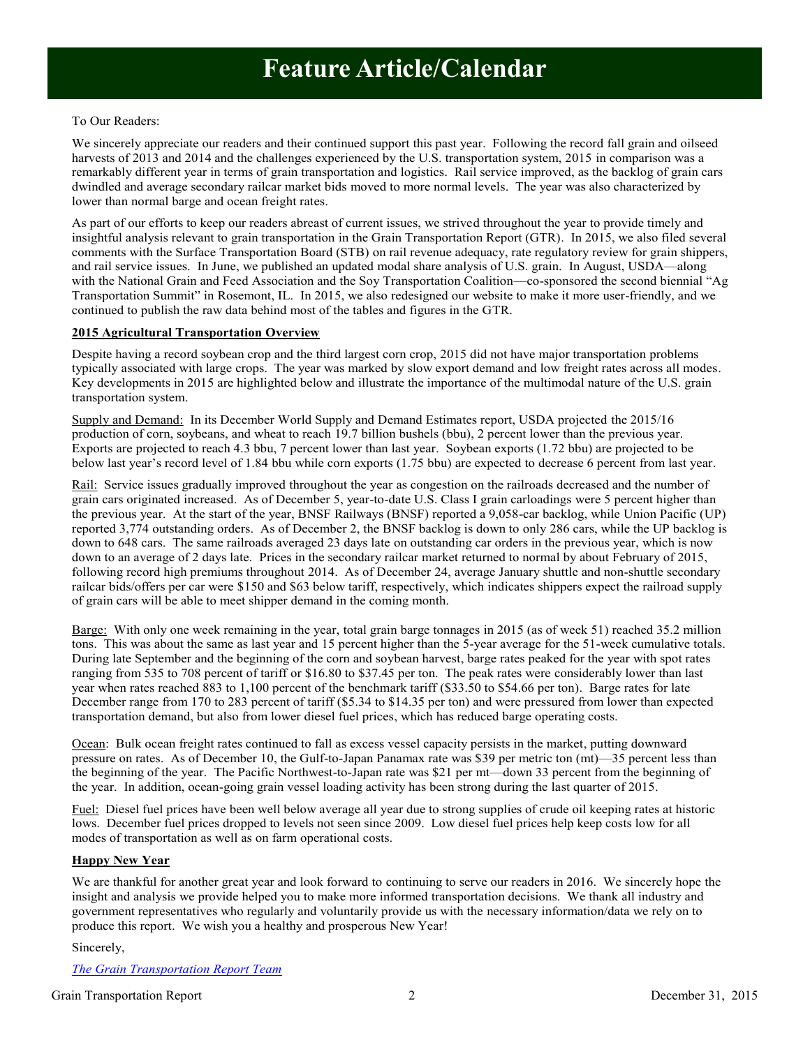# Feature Article/Calendar

To Our Readers:

We sincerely appreciate our readers and their continued support this past year. Following the record fall grain and oilseed harvests of 2013 and 2014 and the challenges experienced by the U.S. transportation system, 2015 in comparison was a remarkably different year in terms of grain transportation and logistics. Rail service improved, as the backlog of grain cars dwindled and average secondary railcar market bids moved to more normal levels. The year was also characterized by lower than normal barge and ocean freight rates.

As part of our efforts to keep our readers abreast of current issues, we strived throughout the year to provide timely and insightful analysis relevant to grain transportation in the Grain Transportation Report (GTR). In 2015, we also filed several comments with the Surface Transportation Board (STB) on rail revenue adequacy, rate regulatory review for grain shippers, and rail service issues. In June, we published an updated modal share analysis of U.S. grain. In August, USDA—along with the National Grain and Feed Association and the Soy Transportation Coalition—co-sponsored the second biennial "Ag Transportation Summit" in Rosemont, IL. In 2015, we also redesigned our website to make it more user-friendly, and we continued to publish the raw data behind most of the tables and figures in the GTR.

**2015 Agricultural Transportation Overview**

Despite having a record soybean crop and the third largest corn crop, 2015 did not have major transportation problems typically associated with large crops. The year was marked by slow export demand and low freight rates across all modes. Key developments in 2015 are highlighted below and illustrate the importance of the multimodal nature of the U.S. grain transportation system.

Supply and Demand: In its December World Supply and Demand Estimates report, USDA projected the 2015/16 production of corn, soybeans, and wheat to reach 19.7 billion bushels (bbu), 2 percent lower than the previous year. Exports are projected to reach 4.3 bbu, 7 percent lower than last year. Soybean exports (1.72 bbu) are projected to be below last year's record level of 1.84 bbu while corn exports (1.75 bbu) are expected to decrease 6 percent from last year.

Rail: Service issues gradually improved throughout the year as congestion on the railroads decreased and the number of grain cars originated increased. As of December 5, year-to-date U.S. Class I grain carloadings were 5 percent higher than the previous year. At the start of the year, BNSF Railways (BNSF) reported a 9,058-car backlog, while Union Pacific (UP) reported 3,774 outstanding orders. As of December 2, the BNSF backlog is down to only 286 cars, while the UP backlog is down to 648 cars. The same railroads averaged 23 days late on outstanding car orders in the previous year, which is now down to an average of 2 days late. Prices in the secondary railcar market returned to normal by about February of 2015, following record high premiums throughout 2014. As of December 24, average January shuttle and non-shuttle secondary railcar bids/offers per car were $150 and $63 below tariff, respectively, which indicates shippers expect the railroad supply of grain cars will be able to meet shipper demand in the coming month.

Barge: With only one week remaining in the year, total grain barge tonnages in 2015 (as of week 51) reached 35.2 million tons. This was about the same as last year and 15 percent higher than the 5-year average for the 51-week cumulative totals. During late September and the beginning of the corn and soybean harvest, barge rates peaked for the year with spot rates ranging from 535 to 708 percent of tariff or $16.80 to $37.45 per ton. The peak rates were considerably lower than last year when rates reached 883 to 1,100 percent of the benchmark tariff ($33.50 to $54.66 per ton). Barge rates for late December range from 170 to 283 percent of tariff ($5.34 to $14.35 per ton) and were pressured from lower than expected transportation demand, but also from lower diesel fuel prices, which has reduced barge operating costs.

Ocean: Bulk ocean freight rates continued to fall as excess vessel capacity persists in the market, putting downward pressure on rates. As of December 10, the Gulf-to-Japan Panamax rate was $39 per metric ton (mt)—35 percent less than the beginning of the year. The Pacific Northwest-to-Japan rate was $21 per mt—down 33 percent from the beginning of the year. In addition, ocean-going grain vessel loading activity has been strong during the last quarter of 2015.

Fuel: Diesel fuel prices have been well below average all year due to strong supplies of crude oil keeping rates at historic lows. December fuel prices dropped to levels not seen since 2009. Low diesel fuel prices help keep costs low for all modes of transportation as well as on farm operational costs.

**Happy New Year**

We are thankful for another great year and look forward to continuing to serve our readers in 2016. We sincerely hope the insight and analysis we provide helped you to make more informed transportation decisions. We thank all industry and government representatives who regularly and voluntarily provide us with the necessary information/data we rely on to produce this report. We wish you a healthy and prosperous New Year!

Sincerely,

*The Grain Transportation Report Team*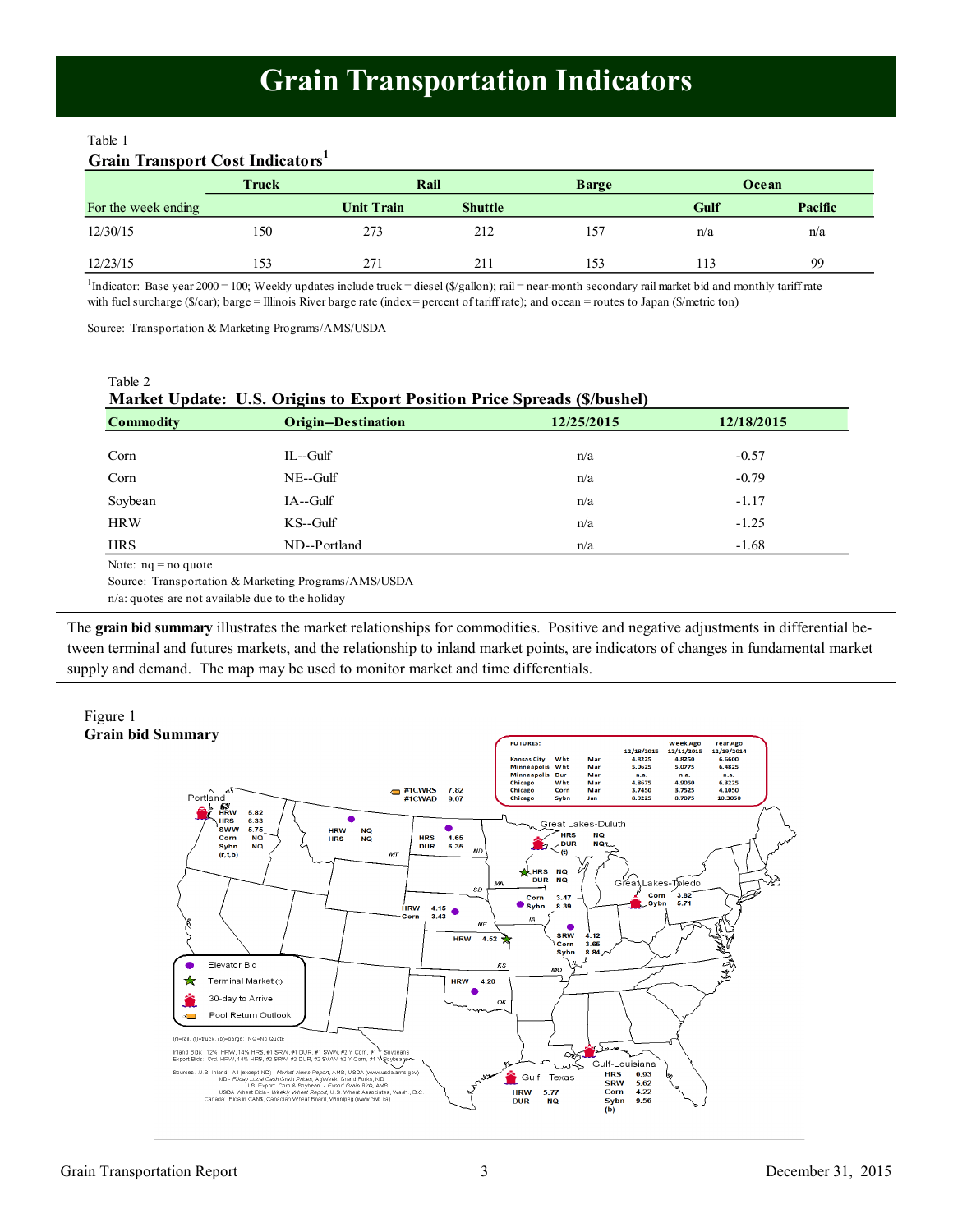# Grain Transportation Indicators

Table 1

**Grain Transport Cost Indicators**[1]

| | Truck | Rail | | Barge | Ocean | |
|---|---|---|---|---|---|---|
| For the week ending | | Unit Train | Shuttle | | Gulf | Pacific |
| 12/30/15 | 150 | 273 | 212 | 157 | n/a | n/a |
| 12/23/15 | 153 | 271 | 211 | 153 | 113 | 99 |

[1]Indicator: Base year 2000 = 100; Weekly updates include truck = diesel ($/gallon); rail = near-month secondary rail market bid and monthly tariff rate with fuel surcharge ($/car); barge = Illinois River barge rate (index = percent of tariff rate); and ocean = routes to Japan ($/metric ton)

Source: Transportation & Marketing Programs/AMS/USDA

Table 2

**Market Update: U.S. Origins to Export Position Price Spreads ($/bushel)**

| Commodity | Origin--Destination | 12/25/2015 | 12/18/2015 |
|---|---|---|---|
| Corn | IL--Gulf | n/a | -0.57 |
| Corn | NE--Gulf | n/a | -0.79 |
| Soybean | IA--Gulf | n/a | -1.17 |
| HRW | KS--Gulf | n/a | -1.25 |
| HRS | ND--Portland | n/a | -1.68 |

Note: nq = no quote

Source: Transportation & Marketing Programs/AMS/USDA

n/a: quotes are not available due to the holiday

The **grain bid summary** illustrates the market relationships for commodities. Positive and negative adjustments in differential between terminal and futures markets, and the relationship to inland market points, are indicators of changes in fundamental market supply and demand. The map may be used to monitor market and time differentials.

Figure 1

**Grain bid Summary**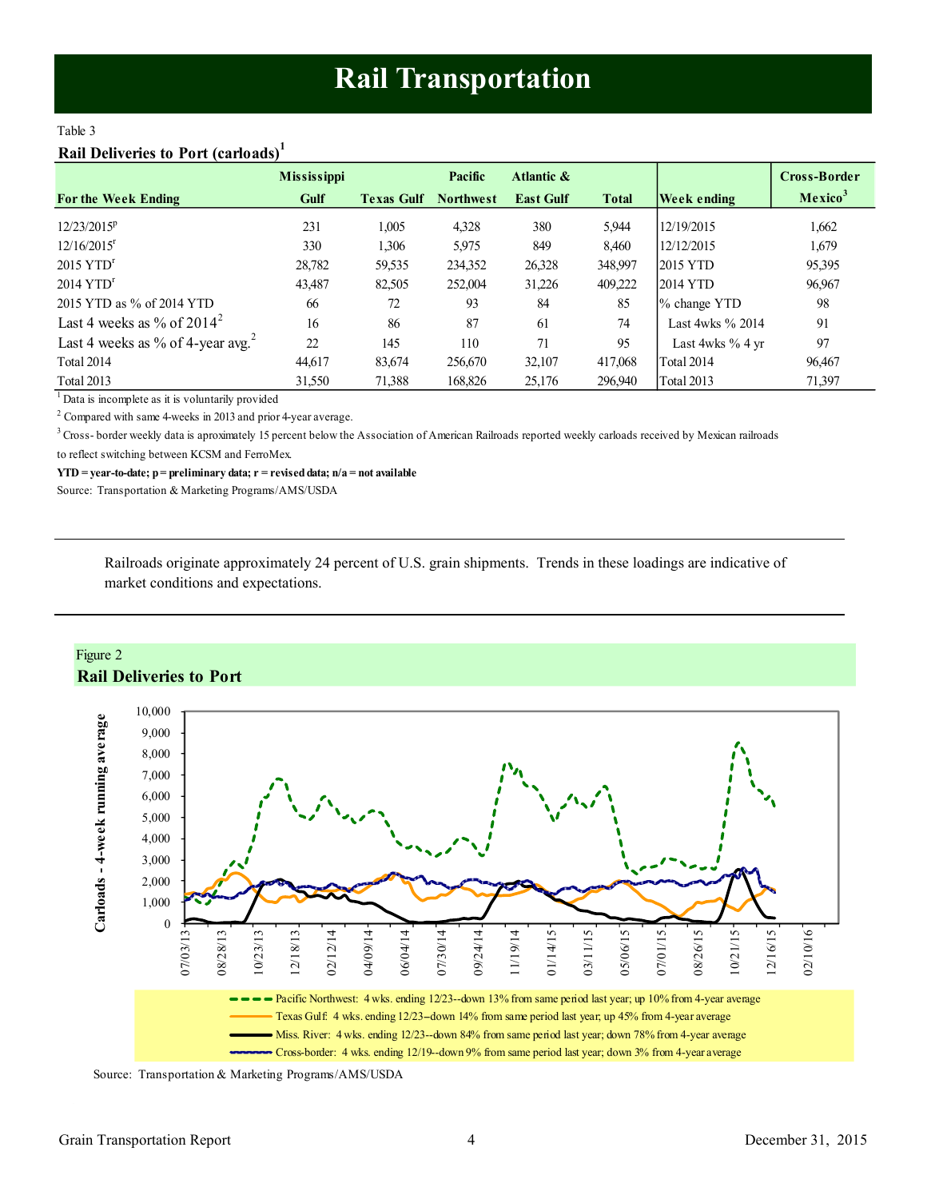# Rail Transportation

Table 3

**Rail Deliveries to Port (carloads)[1]**

| For the Week Ending | Mississippi Gulf | Texas Gulf | Pacific Northwest | Atlantic & East Gulf | Total | Week ending | Cross-Border Mexico[3] |
|---|---|---|---|---|---|---|---|
| 12/23/2015[p] | 231 | 1,005 | 4,328 | 380 | 5,944 | 12/19/2015 | 1,662 |
| 12/16/2015[r] | 330 | 1,306 | 5,975 | 849 | 8,460 | 12/12/2015 | 1,679 |
| 2015 YTD[r] | 28,782 | 59,535 | 234,352 | 26,328 | 348,997 | 2015 YTD | 95,395 |
| 2014 YTD[r] | 43,487 | 82,505 | 252,004 | 31,226 | 409,222 | 2014 YTD | 96,967 |
| 2015 YTD as % of 2014 YTD | 66 | 72 | 93 | 84 | 85 | % change YTD | 98 |
| Last 4 weeks as % of 2014[2] | 16 | 86 | 87 | 61 | 74 | Last 4wks % 2014 | 91 |
| Last 4 weeks as % of 4-year avg.[2] | 22 | 145 | 110 | 71 | 95 | Last 4wks % 4 yr | 97 |
| Total 2014 | 44,617 | 83,674 | 256,670 | 32,107 | 417,068 | Total 2014 | 96,467 |
| Total 2013 | 31,550 | 71,388 | 168,826 | 25,176 | 296,940 | Total 2013 | 71,397 |

[1] Data is incomplete as it is voluntarily provided

[2] Compared with same 4-weeks in 2013 and prior 4-year average.

[3] Cross- border weekly data is aproximately 15 percent below the Association of American Railroads reported weekly carloads received by Mexican railroads to reflect switching between KCSM and FerroMex.

**YTD = year-to-date; p = preliminary data; r = revised data; n/a = not available**

Source: Transportation & Marketing Programs/AMS/USDA

---

Railroads originate approximately 24 percent of U.S. grain shipments. Trends in these loadings are indicative of market conditions and expectations.

---

Figure 2

**Rail Deliveries to Port**

- Pacific Northwest: 4 wks. ending 12/23--down 13% from same period last year; up 10% from 4-year average
- Texas Gulf: 4 wks. ending 12/23--down 14% from same period last year; up 45% from 4-year average
- Miss. River: 4 wks. ending 12/23--down 84% from same period last year; down 78% from 4-year average
- Cross-border: 4 wks. ending 12/19--down 9% from same period last year; down 3% from 4-year average

Source: Transportation & Marketing Programs/AMS/USDA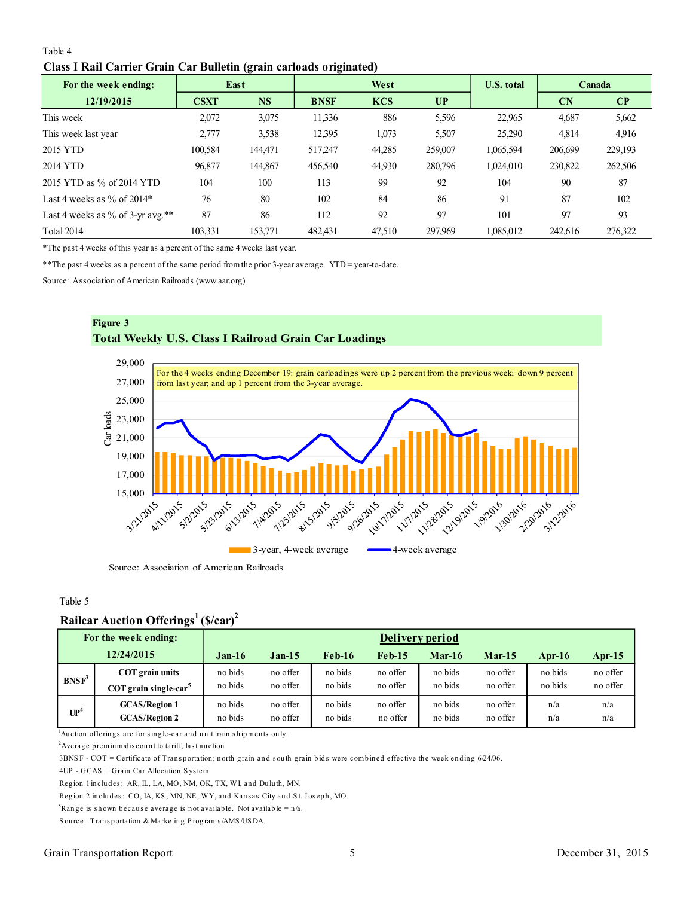Table 4

**Class I Rail Carrier Grain Car Bulletin (grain carloads originated)**

| For the week ending: | East | | West | | | U.S. total | Canada | |
|---|---|---|---|---|---|---|---|---|
| 12/19/2015 | CSXT | NS | BNSF | KCS | UP | | CN | CP |
| This week | 2,072 | 3,075 | 11,336 | 886 | 5,596 | 22,965 | 4,687 | 5,662 |
| This week last year | 2,777 | 3,538 | 12,395 | 1,073 | 5,507 | 25,290 | 4,814 | 4,916 |
| 2015 YTD | 100,584 | 144,471 | 517,247 | 44,285 | 259,007 | 1,065,594 | 206,699 | 229,193 |
| 2014 YTD | 96,877 | 144,867 | 456,540 | 44,930 | 280,796 | 1,024,010 | 230,822 | 262,506 |
| 2015 YTD as % of 2014 YTD | 104 | 100 | 113 | 99 | 92 | 104 | 90 | 87 |
| Last 4 weeks as % of 2014* | 76 | 80 | 102 | 84 | 86 | 91 | 87 | 102 |
| Last 4 weeks as % of 3-yr avg.** | 87 | 86 | 112 | 92 | 97 | 101 | 97 | 93 |
| Total 2014 | 103,331 | 153,771 | 482,431 | 47,510 | 297,969 | 1,085,012 | 242,616 | 276,322 |

*The past 4 weeks of this year as a percent of the same 4 weeks last year.

**The past 4 weeks as a percent of the same period from the prior 3-year average. YTD = year-to-date.

Source: Association of American Railroads (www.aar.org)

**Figure 3**

**Total Weekly U.S. Class I Railroad Grain Car Loadings**

For the 4 weeks ending December 19: grain carloadings were up 2 percent from the previous week; down 9 percent from last year; and up 1 percent from the 3-year average.

Source: Association of American Railroads

Table 5

**Railcar Auction Offerings[1] ($/car)[2]**

| For the week ending: | | Delivery period | | | | | | | |
|---|---|---|---|---|---|---|---|---|---|
| 12/24/2015 | | Jan-16 | Jan-15 | Feb-16 | Feb-15 | Mar-16 | Mar-15 | Apr-16 | Apr-15 |
| BNSF[3] | COT grain units | no bids | no offer | no bids | no offer | no bids | no offer | no bids | no offer |
| | COT grain single-car[5] | no bids | no offer | no bids | no offer | no bids | no offer | no bids | no offer |
| UP[4] | GCAS/Region 1 | no bids | no offer | no bids | no offer | no bids | no offer | n/a | n/a |
| | GCAS/Region 2 | no bids | no offer | no bids | no offer | no bids | no offer | n/a | n/a |

[1]Auction offerings are for single-car and unit train shipments only.

[2]Average premium/discount to tariff, last auction

3BNSF - COT = Certificate of Transportation; north grain and south grain bids were combined effective the week ending 6/24/06.

4UP - GCAS = Grain Car Allocation System

Region 1 includes: AR, IL, LA, MO, NM, OK, TX, WI, and Duluth, MN.

Region 2 includes: CO, IA, KS, MN, NE, WY, and Kansas City and St. Joseph, MO.

[5]Range is shown because average is not available. Not available = n/a.

Source: Transportation & Marketing Programs/AMS/USDA.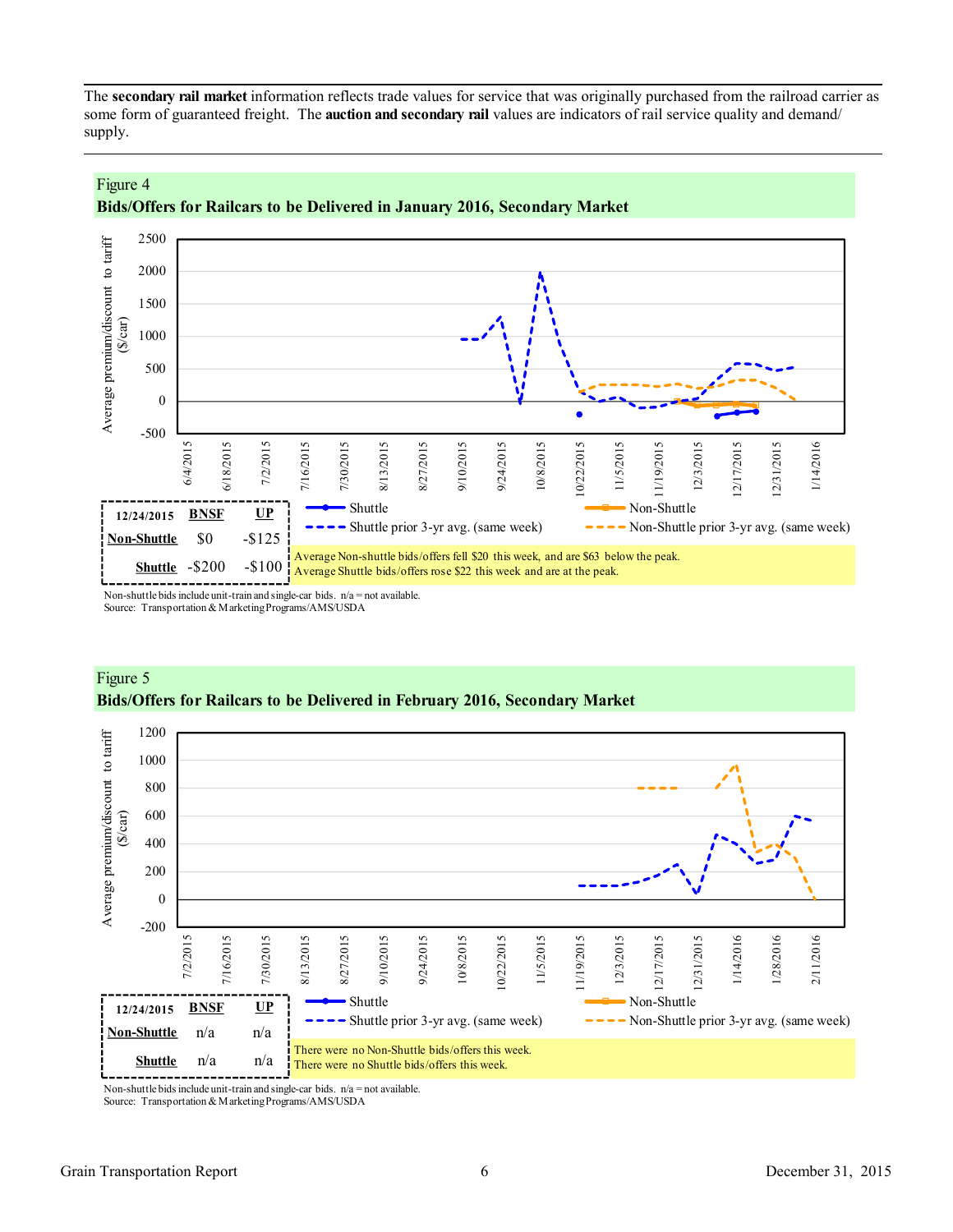The **secondary rail market** information reflects trade values for service that was originally purchased from the railroad carrier as some form of guaranteed freight. The **auction and secondary rail** values are indicators of rail service quality and demand/supply.

Figure 4

**Bids/Offers for Railcars to be Delivered in January 2016, Secondary Market**

| 12/24/2015 | BNSF | UP |
|---|---|---|
| Non-Shuttle | $0 | -$125 |
| Shuttle | -$200 | -$100 |

Average Non-shuttle bids/offers fell $20 this week, and are $63 below the peak.
Average Shuttle bids/offers rose $22 this week and are at the peak.

Non-shuttle bids include unit-train and single-car bids. n/a = not available.
Source: Transportation & Marketing Programs/AMS/USDA

Figure 5

**Bids/Offers for Railcars to be Delivered in February 2016, Secondary Market**

| 12/24/2015 | BNSF | UP |
|---|---|---|
| Non-Shuttle | n/a | n/a |
| Shuttle | n/a | n/a |

There were no Non-Shuttle bids/offers this week.
There were no Shuttle bids/offers this week.

Non-shuttle bids include unit-train and single-car bids. n/a = not available.
Source: Transportation & Marketing Programs/AMS/USDA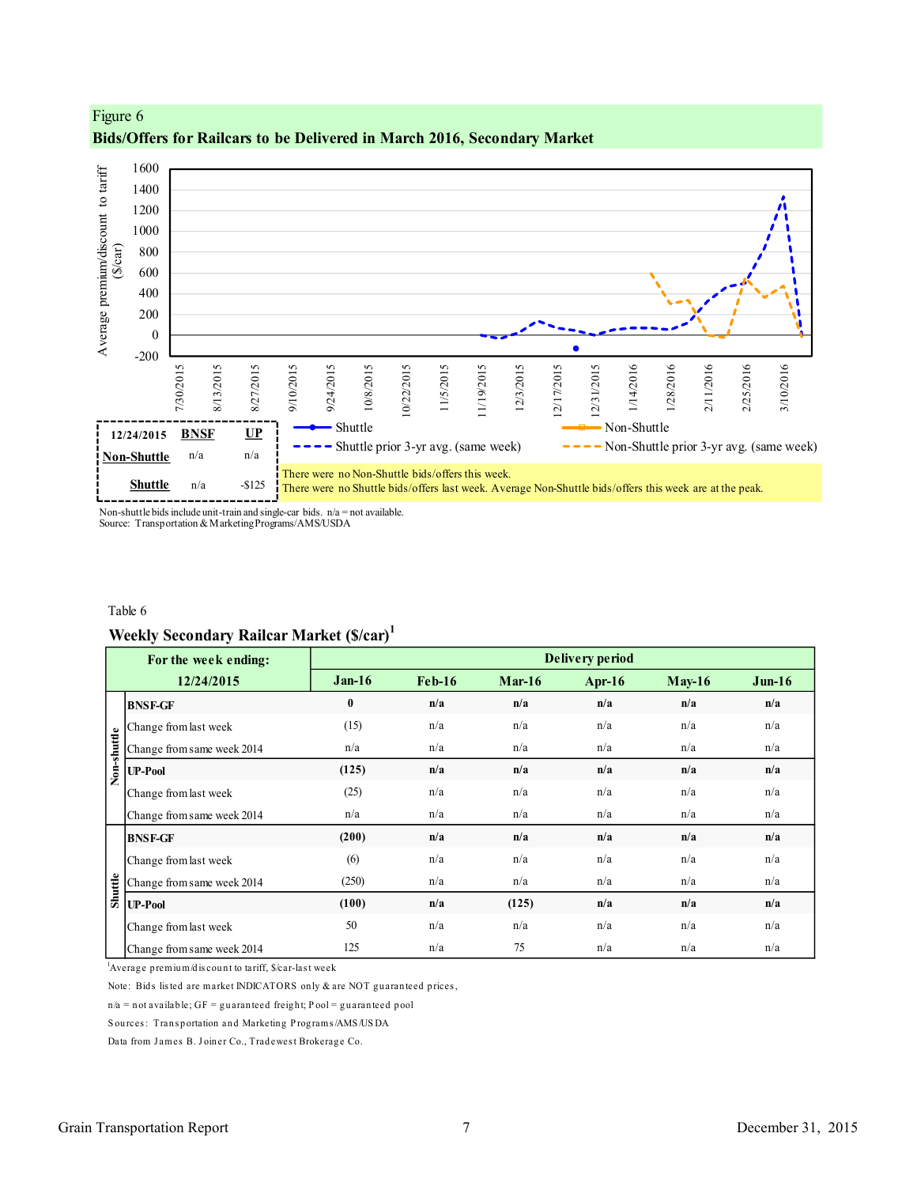Figure 6

**Bids/Offers for Railcars to be Delivered in March 2016, Secondary Market**

| 12/24/2015 | BNSF | UP |
|---|---|---|
| Non-Shuttle | n/a | n/a |
| Shuttle | n/a | -$125 |

There were no Non-Shuttle bids/offers this week.
There were no Shuttle bids/offers last week. Average Non-Shuttle bids/offers this week are at the peak.

Non-shuttle bids include unit-train and single-car bids. n/a = not available.
Source: Transportation & Marketing Programs/AMS/USDA

Table 6

**Weekly Secondary Railcar Market ($/car)[1]**

| For the week ending: 12/24/2015 | | Jan-16 | Feb-16 | Mar-16 | Apr-16 | May-16 | Jun-16 |
|---|---|---|---|---|---|---|---|
| Non-shuttle | **BNSF-GF** | **0** | **n/a** | **n/a** | **n/a** | **n/a** | **n/a** |
| | Change from last week | (15) | n/a | n/a | n/a | n/a | n/a |
| | Change from same week 2014 | n/a | n/a | n/a | n/a | n/a | n/a |
| | **UP-Pool** | **(125)** | **n/a** | **n/a** | **n/a** | **n/a** | **n/a** |
| | Change from last week | (25) | n/a | n/a | n/a | n/a | n/a |
| | Change from same week 2014 | n/a | n/a | n/a | n/a | n/a | n/a |
| Shuttle | **BNSF-GF** | **(200)** | **n/a** | **n/a** | **n/a** | **n/a** | **n/a** |
| | Change from last week | (6) | n/a | n/a | n/a | n/a | n/a |
| | Change from same week 2014 | (250) | n/a | n/a | n/a | n/a | n/a |
| | **UP-Pool** | **(100)** | **n/a** | **(125)** | **n/a** | **n/a** | **n/a** |
| | Change from last week | 50 | n/a | n/a | n/a | n/a | n/a |
| | Change from same week 2014 | 125 | n/a | 75 | n/a | n/a | n/a |

[1]Average premium/discount to tariff, $/car-last week

Note: Bids listed are market INDICATORS only & are NOT guaranteed prices,

n/a = not available; GF = guaranteed freight; Pool = guaranteed pool

Sources: Transportation and Marketing Programs/AMS/USDA

Data from James B. Joiner Co., Tradewest Brokerage Co.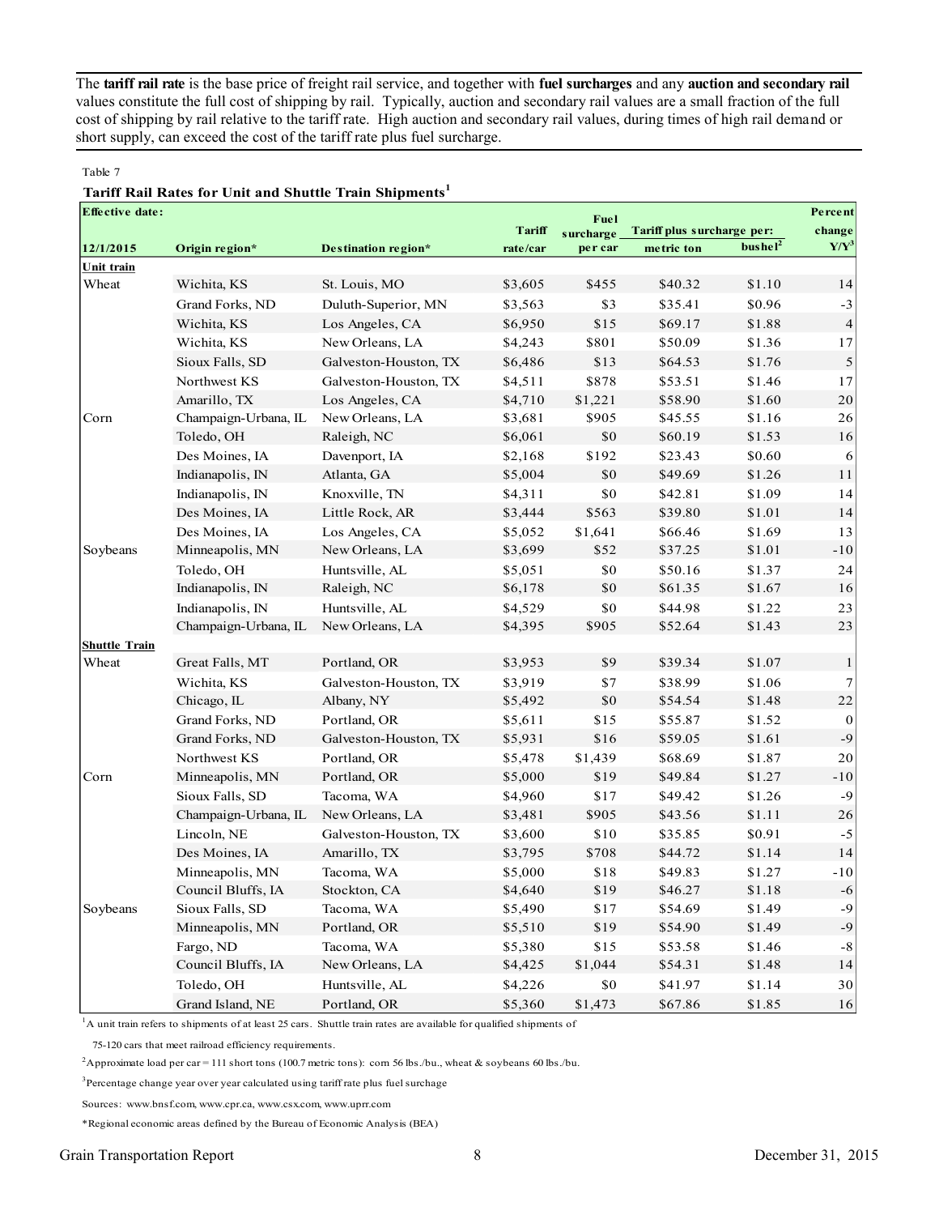The **tariff rail rate** is the base price of freight rail service, and together with **fuel surcharges** and any **auction and secondary rail** values constitute the full cost of shipping by rail. Typically, auction and secondary rail values are a small fraction of the full cost of shipping by rail relative to the tariff rate. High auction and secondary rail values, during times of high rail demand or short supply, can exceed the cost of the tariff rate plus fuel surcharge.

Table 7

**Tariff Rail Rates for Unit and Shuttle Train Shipments[1]**

| Effective date: | | | Tariff | Fuel surcharge | Tariff plus surcharge per: | | Percent change |
|---|---|---|---|---|---|---|---|
| 12/1/2015 | Origin region* | Destination region* | rate/car | per car | metric ton | bushel[2] | Y/Y[3] |
| **Unit train** | | | | | | | |
| Wheat | Wichita, KS | St. Louis, MO | $3,605 | $455 | $40.32 | $1.10 | 14 |
| | Grand Forks, ND | Duluth-Superior, MN | $3,563 | $3 | $35.41 | $0.96 | -3 |
| | Wichita, KS | Los Angeles, CA | $6,950 | $15 | $69.17 | $1.88 | 4 |
| | Wichita, KS | New Orleans, LA | $4,243 | $801 | $50.09 | $1.36 | 17 |
| | Sioux Falls, SD | Galveston-Houston, TX | $6,486 | $13 | $64.53 | $1.76 | 5 |
| | Northwest KS | Galveston-Houston, TX | $4,511 | $878 | $53.51 | $1.46 | 17 |
| | Amarillo, TX | Los Angeles, CA | $4,710 | $1,221 | $58.90 | $1.60 | 20 |
| Corn | Champaign-Urbana, IL | New Orleans, LA | $3,681 | $905 | $45.55 | $1.16 | 26 |
| | Toledo, OH | Raleigh, NC | $6,061 | $0 | $60.19 | $1.53 | 16 |
| | Des Moines, IA | Davenport, IA | $2,168 | $192 | $23.43 | $0.60 | 6 |
| | Indianapolis, IN | Atlanta, GA | $5,004 | $0 | $49.69 | $1.26 | 11 |
| | Indianapolis, IN | Knoxville, TN | $4,311 | $0 | $42.81 | $1.09 | 14 |
| | Des Moines, IA | Little Rock, AR | $3,444 | $563 | $39.80 | $1.01 | 14 |
| | Des Moines, IA | Los Angeles, CA | $5,052 | $1,641 | $66.46 | $1.69 | 13 |
| Soybeans | Minneapolis, MN | New Orleans, LA | $3,699 | $52 | $37.25 | $1.01 | -10 |
| | Toledo, OH | Huntsville, AL | $5,051 | $0 | $50.16 | $1.37 | 24 |
| | Indianapolis, IN | Raleigh, NC | $6,178 | $0 | $61.35 | $1.67 | 16 |
| | Indianapolis, IN | Huntsville, AL | $4,529 | $0 | $44.98 | $1.22 | 23 |
| | Champaign-Urbana, IL | New Orleans, LA | $4,395 | $905 | $52.64 | $1.43 | 23 |
| **Shuttle Train** | | | | | | | |
| Wheat | Great Falls, MT | Portland, OR | $3,953 | $9 | $39.34 | $1.07 | 1 |
| | Wichita, KS | Galveston-Houston, TX | $3,919 | $7 | $38.99 | $1.06 | 7 |
| | Chicago, IL | Albany, NY | $5,492 | $0 | $54.54 | $1.48 | 22 |
| | Grand Forks, ND | Portland, OR | $5,611 | $15 | $55.87 | $1.52 | 0 |
| | Grand Forks, ND | Galveston-Houston, TX | $5,931 | $16 | $59.05 | $1.61 | -9 |
| | Northwest KS | Portland, OR | $5,478 | $1,439 | $68.69 | $1.87 | 20 |
| Corn | Minneapolis, MN | Portland, OR | $5,000 | $19 | $49.84 | $1.27 | -10 |
| | Sioux Falls, SD | Tacoma, WA | $4,960 | $17 | $49.42 | $1.26 | -9 |
| | Champaign-Urbana, IL | New Orleans, LA | $3,481 | $905 | $43.56 | $1.11 | 26 |
| | Lincoln, NE | Galveston-Houston, TX | $3,600 | $10 | $35.85 | $0.91 | -5 |
| | Des Moines, IA | Amarillo, TX | $3,795 | $708 | $44.72 | $1.14 | 14 |
| | Minneapolis, MN | Tacoma, WA | $5,000 | $18 | $49.83 | $1.27 | -10 |
| | Council Bluffs, IA | Stockton, CA | $4,640 | $19 | $46.27 | $1.18 | -6 |
| Soybeans | Sioux Falls, SD | Tacoma, WA | $5,490 | $17 | $54.69 | $1.49 | -9 |
| | Minneapolis, MN | Portland, OR | $5,510 | $19 | $54.90 | $1.49 | -9 |
| | Fargo, ND | Tacoma, WA | $5,380 | $15 | $53.58 | $1.46 | -8 |
| | Council Bluffs, IA | New Orleans, LA | $4,425 | $1,044 | $54.31 | $1.48 | 14 |
| | Toledo, OH | Huntsville, AL | $4,226 | $0 | $41.97 | $1.14 | 30 |
| | Grand Island, NE | Portland, OR | $5,360 | $1,473 | $67.86 | $1.85 | 16 |

[1]A unit train refers to shipments of at least 25 cars. Shuttle train rates are available for qualified shipments of 75-120 cars that meet railroad efficiency requirements.

[2]Approximate load per car = 111 short tons (100.7 metric tons): corn 56 lbs./bu., wheat & soybeans 60 lbs./bu.

[3]Percentage change year over year calculated using tariff rate plus fuel surchage

Sources: www.bnsf.com, www.cpr.ca, www.csx.com, www.uprr.com

*Regional economic areas defined by the Bureau of Economic Analysis (BEA)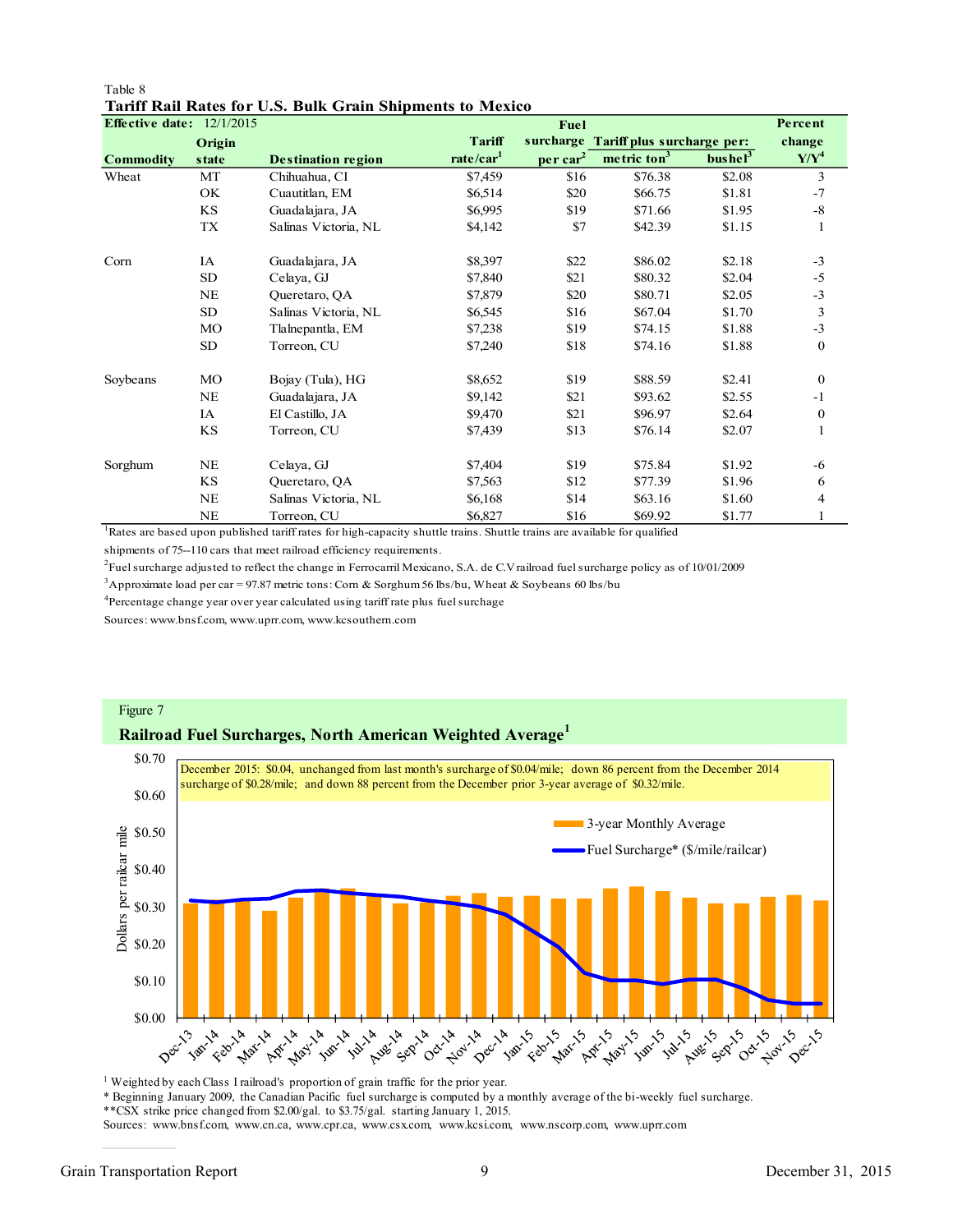Table 8

**Tariff Rail Rates for U.S. Bulk Grain Shipments to Mexico**

| Effective date: 12/1/2015 | | | | Fuel | | | Percent |
|---|---|---|---|---|---|---|---|
| | Origin | | Tariff | surcharge | Tariff plus surcharge per: | | change |
| **Commodity** | **state** | **Destination region** | **rate/car[1]** | **per car[2]** | **metric ton[3]** | **bushel[3]** | **Y/Y[4]** |
| Wheat | MT | Chihuahua, CI | $7,459 | $16 | $76.38 | $2.08 | 3 |
| | OK | Cuautitlan, EM | $6,514 | $20 | $66.75 | $1.81 | -7 |
| | KS | Guadalajara, JA | $6,995 | $19 | $71.66 | $1.95 | -8 |
| | TX | Salinas Victoria, NL | $4,142 | $7 | $42.39 | $1.15 | 1 |
| Corn | IA | Guadalajara, JA | $8,397 | $22 | $86.02 | $2.18 | -3 |
| | SD | Celaya, GJ | $7,840 | $21 | $80.32 | $2.04 | -5 |
| | NE | Queretaro, QA | $7,879 | $20 | $80.71 | $2.05 | -3 |
| | SD | Salinas Victoria, NL | $6,545 | $16 | $67.04 | $1.70 | 3 |
| | MO | Tlalnepantla, EM | $7,238 | $19 | $74.15 | $1.88 | -3 |
| | SD | Torreon, CU | $7,240 | $18 | $74.16 | $1.88 | 0 |
| Soybeans | MO | Bojay (Tula), HG | $8,652 | $19 | $88.59 | $2.41 | 0 |
| | NE | Guadalajara, JA | $9,142 | $21 | $93.62 | $2.55 | -1 |
| | IA | El Castillo, JA | $9,470 | $21 | $96.97 | $2.64 | 0 |
| | KS | Torreon, CU | $7,439 | $13 | $76.14 | $2.07 | 1 |
| Sorghum | NE | Celaya, GJ | $7,404 | $19 | $75.84 | $1.92 | -6 |
| | KS | Queretaro, QA | $7,563 | $12 | $77.39 | $1.96 | 6 |
| | NE | Salinas Victoria, NL | $6,168 | $14 | $63.16 | $1.60 | 4 |
| | NE | Torreon, CU | $6,827 | $16 | $69.92 | $1.77 | 1 |

[1]Rates are based upon published tariff rates for high-capacity shuttle trains. Shuttle trains are available for qualified shipments of 75--110 cars that meet railroad efficiency requirements.

[2]Fuel surcharge adjusted to reflect the change in Ferrocarril Mexicano, S.A. de C.V railroad fuel surcharge policy as of 10/01/2009

[3]Approximate load per car = 97.87 metric tons: Corn & Sorghum 56 lbs/bu, Wheat & Soybeans 60 lbs/bu

[4]Percentage change year over year calculated using tariff rate plus fuel surchage

Sources: www.bnsf.com, www.uprr.com, www.kcsouthern.com

Figure 7

**Railroad Fuel Surcharges, North American Weighted Average[1]**

December 2015: $0.04, unchanged from last month's surcharge of $0.04/mile; down 86 percent from the December 2014 surcharge of $0.28/mile; and down 88 percent from the December prior 3-year average of $0.32/mile.

[1] Weighted by each Class I railroad's proportion of grain traffic for the prior year.

* Beginning January 2009, the Canadian Pacific fuel surcharge is computed by a monthly average of the bi-weekly fuel surcharge.

**CSX strike price changed from $2.00/gal. to $3.75/gal. starting January 1, 2015.

Sources: www.bnsf.com, www.cn.ca, www.cpr.ca, www.csx.com, www.kcsi.com, www.nscorp.com, www.uprr.com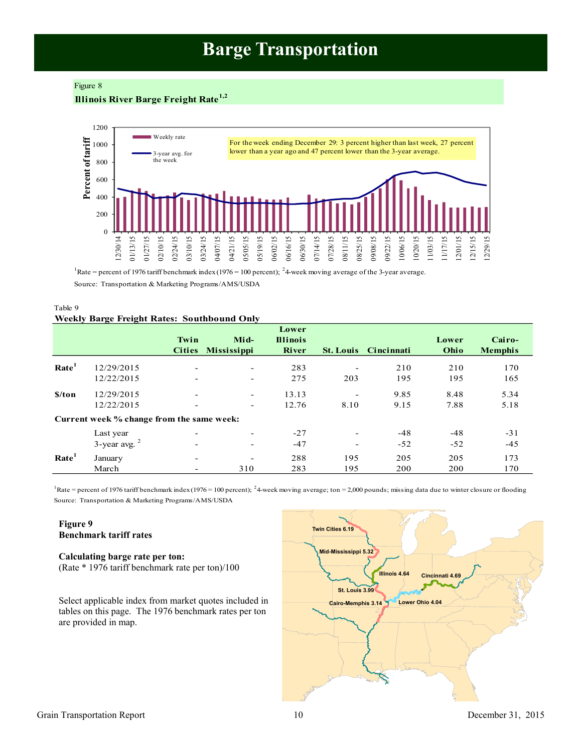# Barge Transportation

Figure 8

**Illinois River Barge Freight Rate[1,2]**

For the week ending December 29: 3 percent higher than last week, 27 percent lower than a year ago and 47 percent lower than the 3-year average.

[1]Rate = percent of 1976 tariff benchmark index (1976 = 100 percent); [2]4-week moving average of the 3-year average.

Source: Transportation & Marketing Programs/AMS/USDA

Table 9

**Weekly Barge Freight Rates: Southbound Only**

| | | Twin Cities | Mid-Mississippi | Lower Illinois River | St. Louis | Cincinnati | Lower Ohio | Cairo-Memphis |
|---|---|---|---|---|---|---|---|---|
| **Rate[1]** | 12/29/2015 | - | - | 283 | - | 210 | 210 | 170 |
| | 12/22/2015 | - | - | 275 | 203 | 195 | 195 | 165 |
| **$/ton** | 12/29/2015 | - | - | 13.13 | - | 9.85 | 8.48 | 5.34 |
| | 12/22/2015 | - | - | 12.76 | 8.10 | 9.15 | 7.88 | 5.18 |
| **Current week % change from the same week:** | | | | | | | | |
| | Last year | - | - | -27 | - | -48 | -48 | -31 |
| | 3-year avg. [2] | - | - | -47 | - | -52 | -52 | -45 |
| **Rate[1]** | January | - | - | 288 | 195 | 205 | 205 | 173 |
| | March | - | 310 | 283 | 195 | 200 | 200 | 170 |

[1]Rate = percent of 1976 tariff benchmark index (1976 = 100 percent); [2]4-week moving average; ton = 2,000 pounds; missing data due to winter closure or flooding

Source: Transportation & Marketing Programs/AMS/USDA

**Figure 9**
**Benchmark tariff rates**

**Calculating barge rate per ton:**
(Rate * 1976 tariff benchmark rate per ton)/100

Select applicable index from market quotes included in tables on this page. The 1976 benchmark rates per ton are provided in map.

Twin Cities 6.19
Mid-Mississippi 5.32
Illinois 4.64
Cincinnati 4.69
St. Louis 3.99
Cairo-Memphis 3.14
Lower Ohio 4.04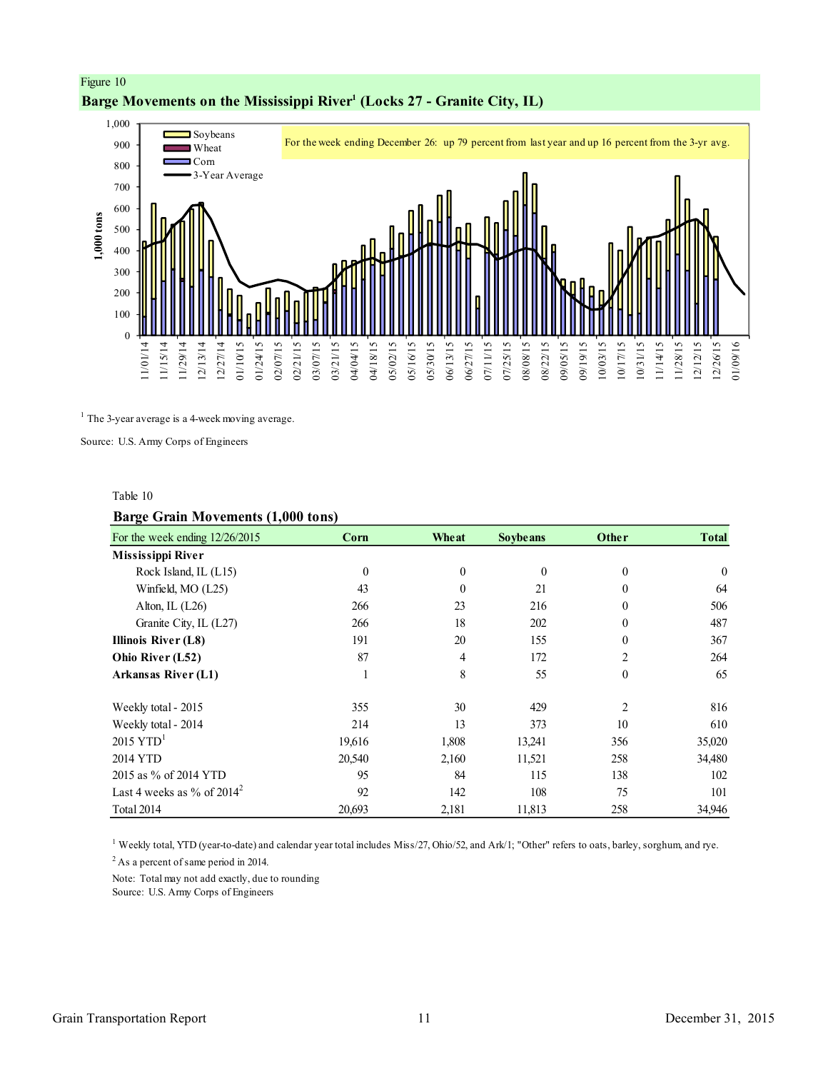Figure 10

**Barge Movements on the Mississippi River[1] (Locks 27 - Granite City, IL)**

For the week ending December 26: up 79 percent from last year and up 16 percent from the 3-yr avg.

[1] The 3-year average is a 4-week moving average.

Source: U.S. Army Corps of Engineers

Table 10

**Barge Grain Movements (1,000 tons)**

| For the week ending 12/26/2015 | Corn | Wheat | Soybeans | Other | Total |
|---|---|---|---|---|---|
| **Mississippi River** | | | | | |
| Rock Island, IL (L15) | 0 | 0 | 0 | 0 | 0 |
| Winfield, MO (L25) | 43 | 0 | 21 | 0 | 64 |
| Alton, IL (L26) | 266 | 23 | 216 | 0 | 506 |
| Granite City, IL (L27) | 266 | 18 | 202 | 0 | 487 |
| **Illinois River (L8)** | 191 | 20 | 155 | 0 | 367 |
| **Ohio River (L52)** | 87 | 4 | 172 | 2 | 264 |
| **Arkansas River (L1)** | 1 | 8 | 55 | 0 | 65 |
| | | | | | |
| Weekly total - 2015 | 355 | 30 | 429 | 2 | 816 |
| Weekly total - 2014 | 214 | 13 | 373 | 10 | 610 |
| 2015 YTD[1] | 19,616 | 1,808 | 13,241 | 356 | 35,020 |
| 2014 YTD | 20,540 | 2,160 | 11,521 | 258 | 34,480 |
| 2015 as % of 2014 YTD | 95 | 84 | 115 | 138 | 102 |
| Last 4 weeks as % of 2014[2] | 92 | 142 | 108 | 75 | 101 |
| Total 2014 | 20,693 | 2,181 | 11,813 | 258 | 34,946 |

[1] Weekly total, YTD (year-to-date) and calendar year total includes Miss/27, Ohio/52, and Ark/1; "Other" refers to oats, barley, sorghum, and rye.

[2] As a percent of same period in 2014.

Note: Total may not add exactly, due to rounding

Source: U.S. Army Corps of Engineers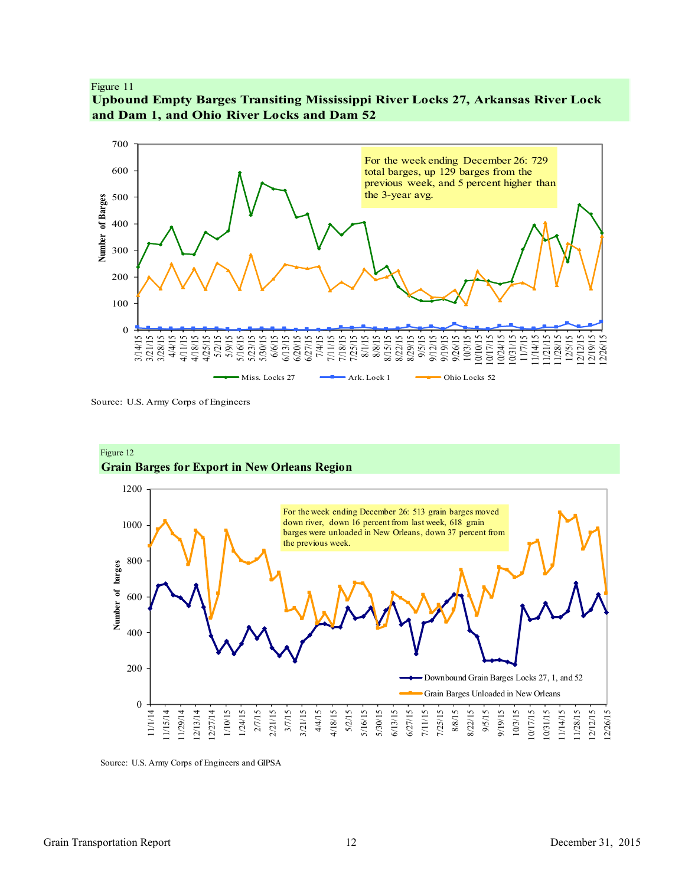Figure 11

**Upbound Empty Barges Transiting Mississippi River Locks 27, Arkansas River Lock and Dam 1, and Ohio River Locks and Dam 52**

For the week ending December 26: 729 total barges, up 129 barges from the previous week, and 5 percent higher than the 3-year avg.

Source: U.S. Army Corps of Engineers

Figure 12

**Grain Barges for Export in New Orleans Region**

For the week ending December 26: 513 grain barges moved down river, down 16 percent from last week, 618 grain barges were unloaded in New Orleans, down 37 percent from the previous week.

Source: U.S. Army Corps of Engineers and GIPSA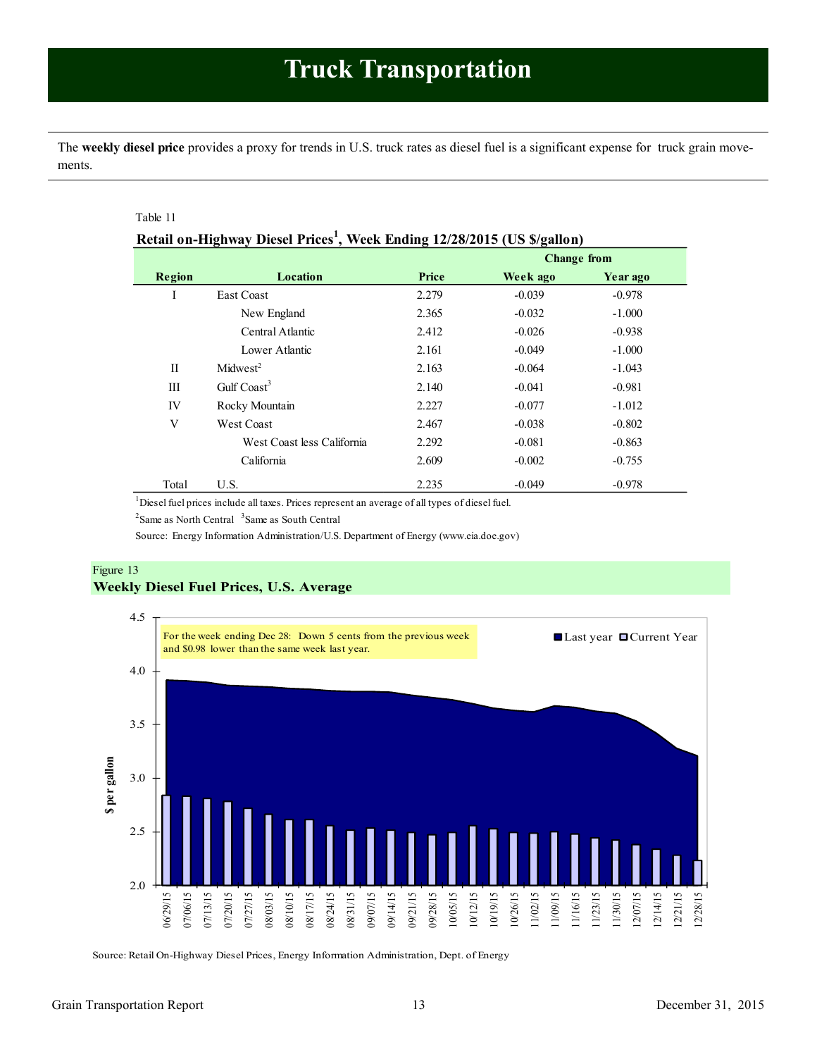# Truck Transportation

The **weekly diesel price** provides a proxy for trends in U.S. truck rates as diesel fuel is a significant expense for truck grain movements.

Table 11

**Retail on-Highway Diesel Prices[1], Week Ending 12/28/2015 (US $/gallon)**

| Region | Location | Price | Change from Week ago | Change from Year ago |
|---|---|---|---|---|
| I | East Coast | 2.279 | -0.039 | -0.978 |
| | New England | 2.365 | -0.032 | -1.000 |
| | Central Atlantic | 2.412 | -0.026 | -0.938 |
| | Lower Atlantic | 2.161 | -0.049 | -1.000 |
| II | Midwest[2] | 2.163 | -0.064 | -1.043 |
| III | Gulf Coast[3] | 2.140 | -0.041 | -0.981 |
| IV | Rocky Mountain | 2.227 | -0.077 | -1.012 |
| V | West Coast | 2.467 | -0.038 | -0.802 |
| | West Coast less California | 2.292 | -0.081 | -0.863 |
| | California | 2.609 | -0.002 | -0.755 |
| Total | U.S. | 2.235 | -0.049 | -0.978 |

[1]Diesel fuel prices include all taxes. Prices represent an average of all types of diesel fuel.

[2]Same as North Central [3]Same as South Central

Source: Energy Information Administration/U.S. Department of Energy (www.eia.doe.gov)

Figure 13

**Weekly Diesel Fuel Prices, U.S. Average**

For the week ending Dec 28: Down 5 cents from the previous week and $0.98 lower than the same week last year.

Source: Retail On-Highway Diesel Prices, Energy Information Administration, Dept. of Energy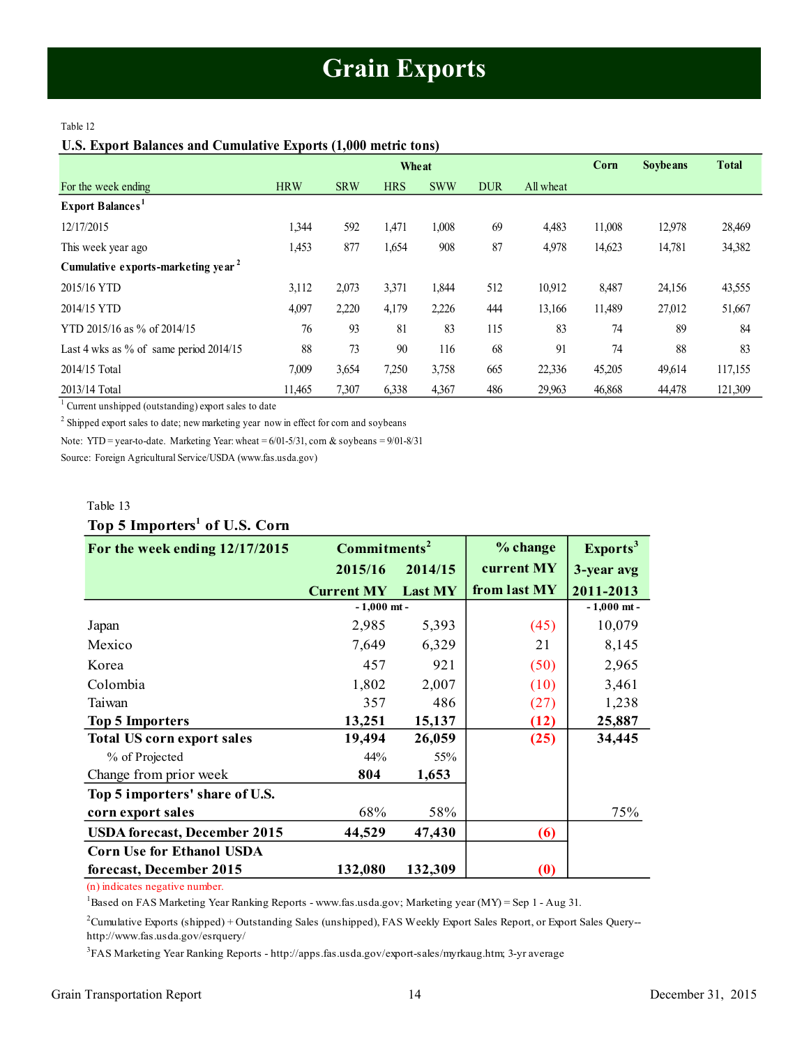# Grain Exports

Table 12

**U.S. Export Balances and Cumulative Exports (1,000 metric tons)**

| For the week ending | Wheat HRW | SRW | HRS | SWW | DUR | All wheat | Corn | Soybeans | Total |
|---|---|---|---|---|---|---|---|---|---|
| **Export Balances**[1] | | | | | | | | | |
| 12/17/2015 | 1,344 | 592 | 1,471 | 1,008 | 69 | 4,483 | 11,008 | 12,978 | 28,469 |
| This week year ago | 1,453 | 877 | 1,654 | 908 | 87 | 4,978 | 14,623 | 14,781 | 34,382 |
| **Cumulative exports-marketing year**[2] | | | | | | | | | |
| 2015/16 YTD | 3,112 | 2,073 | 3,371 | 1,844 | 512 | 10,912 | 8,487 | 24,156 | 43,555 |
| 2014/15 YTD | 4,097 | 2,220 | 4,179 | 2,226 | 444 | 13,166 | 11,489 | 27,012 | 51,667 |
| YTD 2015/16 as % of 2014/15 | 76 | 93 | 81 | 83 | 115 | 83 | 74 | 89 | 84 |
| Last 4 wks as % of same period 2014/15 | 88 | 73 | 90 | 116 | 68 | 91 | 74 | 88 | 83 |
| 2014/15 Total | 7,009 | 3,654 | 7,250 | 3,758 | 665 | 22,336 | 45,205 | 49,614 | 117,155 |
| 2013/14 Total | 11,465 | 7,307 | 6,338 | 4,367 | 486 | 29,963 | 46,868 | 44,478 | 121,309 |

[1] Current unshipped (outstanding) export sales to date

[2] Shipped export sales to date; new marketing year now in effect for corn and soybeans

Note: YTD = year-to-date. Marketing Year: wheat = 6/01-5/31, corn & soybeans = 9/01-8/31

Source: Foreign Agricultural Service/USDA (www.fas.usda.gov)

Table 13

**Top 5 Importers[1] of U.S. Corn**

| For the week ending 12/17/2015 | Commitments[2] 2015/16 Current MY | 2014/15 Last MY | % change current MY from last MY | Exports[3] 3-year avg 2011-2013 |
|---|---|---|---|---|
| | - 1,000 mt - | | | - 1,000 mt - |
| Japan | 2,985 | 5,393 | (45) | 10,079 |
| Mexico | 7,649 | 6,329 | 21 | 8,145 |
| Korea | 457 | 921 | (50) | 2,965 |
| Colombia | 1,802 | 2,007 | (10) | 3,461 |
| Taiwan | 357 | 486 | (27) | 1,238 |
| **Top 5 Importers** | **13,251** | **15,137** | **(12)** | **25,887** |
| **Total US corn export sales** | **19,494** | **26,059** | **(25)** | **34,445** |
| % of Projected | 44% | 55% | | |
| Change from prior week | **804** | **1,653** | | |
| **Top 5 importers' share of U.S. corn export sales** | 68% | 58% | | 75% |
| **USDA forecast, December 2015** | **44,529** | **47,430** | **(6)** | |
| **Corn Use for Ethanol USDA forecast, December 2015** | **132,080** | **132,309** | **(0)** | |

(n) indicates negative number.

[1]Based on FAS Marketing Year Ranking Reports - www.fas.usda.gov; Marketing year (MY) = Sep 1 - Aug 31.

[2]Cumulative Exports (shipped) + Outstanding Sales (unshipped), FAS Weekly Export Sales Report, or Export Sales Query--http://www.fas.usda.gov/esrquery/

[3]FAS Marketing Year Ranking Reports - http://apps.fas.usda.gov/export-sales/myrkaug.htm; 3-yr average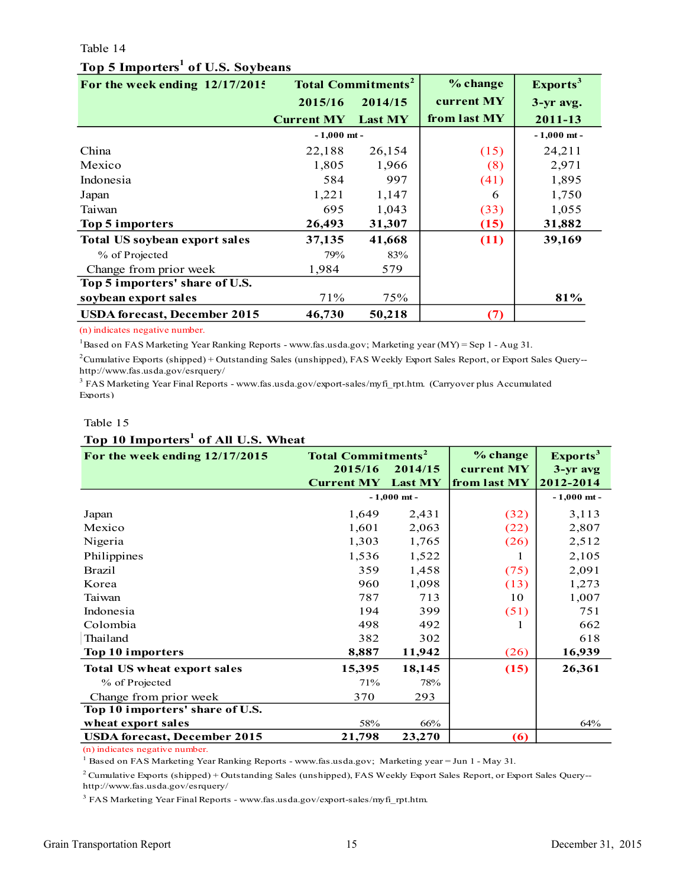Table 14

**Top 5 Importers[1] of U.S. Soybeans**

| For the week ending 12/17/2015 | Total Commitments[2] | | % change | Exports[3] |
|---|---|---|---|---|
| | 2015/16 | 2014/15 | current MY | 3-yr avg. |
| | Current MY | Last MY | from last MY | 2011-13 |
| | - 1,000 mt - | | | - 1,000 mt - |
| China | 22,188 | 26,154 | (15) | 24,211 |
| Mexico | 1,805 | 1,966 | (8) | 2,971 |
| Indonesia | 584 | 997 | (41) | 1,895 |
| Japan | 1,221 | 1,147 | 6 | 1,750 |
| Taiwan | 695 | 1,043 | (33) | 1,055 |
| **Top 5 importers** | **26,493** | **31,307** | **(15)** | **31,882** |
| **Total US soybean export sales** | **37,135** | **41,668** | **(11)** | **39,169** |
| % of Projected | 79% | 83% | | |
| Change from prior week | 1,984 | 579 | | |
| **Top 5 importers' share of U.S. soybean export sales** | 71% | 75% | | **81%** |
| **USDA forecast, December 2015** | **46,730** | **50,218** | **(7)** | |

(n) indicates negative number.

[1]Based on FAS Marketing Year Ranking Reports - www.fas.usda.gov; Marketing year (MY) = Sep 1 - Aug 31.

[2]Cumulative Exports (shipped) + Outstanding Sales (unshipped), FAS Weekly Export Sales Report, or Export Sales Query--http://www.fas.usda.gov/esrquery/

[3] FAS Marketing Year Final Reports - www.fas.usda.gov/export-sales/myfi_rpt.htm. (Carryover plus Accumulated Exports)

Table 15

**Top 10 Importers[1] of All U.S. Wheat**

| For the week ending 12/17/2015 | Total Commitments[2] | | % change | Exports[3] |
|---|---|---|---|---|
| | 2015/16 | 2014/15 | current MY | 3-yr avg |
| | Current MY | Last MY | from last MY | 2012-2014 |
| | - 1,000 mt - | | | - 1,000 mt - |
| Japan | 1,649 | 2,431 | (32) | 3,113 |
| Mexico | 1,601 | 2,063 | (22) | 2,807 |
| Nigeria | 1,303 | 1,765 | (26) | 2,512 |
| Philippines | 1,536 | 1,522 | 1 | 2,105 |
| Brazil | 359 | 1,458 | (75) | 2,091 |
| Korea | 960 | 1,098 | (13) | 1,273 |
| Taiwan | 787 | 713 | 10 | 1,007 |
| Indonesia | 194 | 399 | (51) | 751 |
| Colombia | 498 | 492 | 1 | 662 |
| Thailand | 382 | 302 | | 618 |
| **Top 10 importers** | **8,887** | **11,942** | **(26)** | **16,939** |
| **Total US wheat export sales** | **15,395** | **18,145** | **(15)** | **26,361** |
| % of Projected | 71% | 78% | | |
| Change from prior week | 370 | 293 | | |
| **Top 10 importers' share of U.S. wheat export sales** | 58% | 66% | | 64% |
| **USDA forecast, December 2015** | **21,798** | **23,270** | **(6)** | |

(n) indicates negative number.

[1] Based on FAS Marketing Year Ranking Reports - www.fas.usda.gov; Marketing year = Jun 1 - May 31.

[2] Cumulative Exports (shipped) + Outstanding Sales (unshipped), FAS Weekly Export Sales Report, or Export Sales Query--http://www.fas.usda.gov/esrquery/

[3] FAS Marketing Year Final Reports - www.fas.usda.gov/export-sales/myfi_rpt.htm.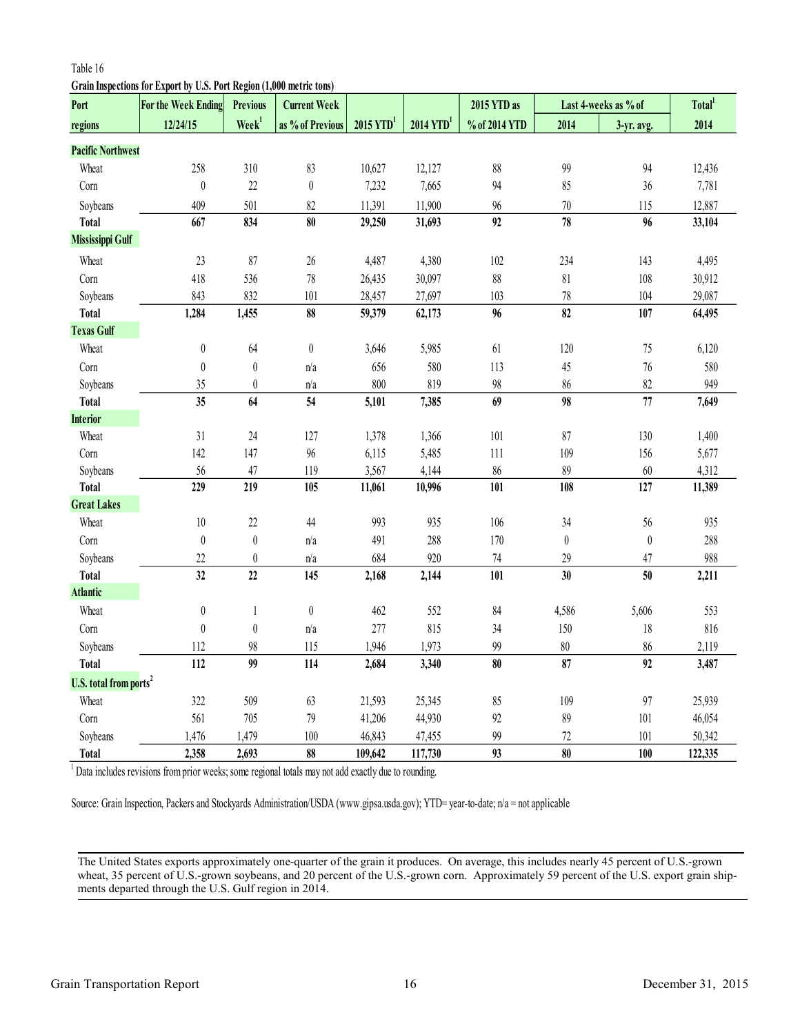Table 16

**Grain Inspections for Export by U.S. Port Region (1,000 metric tons)**

| Port regions | For the Week Ending 12/24/15 | Previous Week[1] | Current Week as % of Previous | 2015 YTD[1] | 2014 YTD[1] | 2015 YTD as % of 2014 YTD | Last 4-weeks as % of 2014 | Last 4-weeks as % of 3-yr. avg. | Total[1] 2014 |
|---|---|---|---|---|---|---|---|---|---|
| **Pacific Northwest** | | | | | | | | | |
| Wheat | 258 | 310 | 83 | 10,627 | 12,127 | 88 | 99 | 94 | 12,436 |
| Corn | 0 | 22 | 0 | 7,232 | 7,665 | 94 | 85 | 36 | 7,781 |
| Soybeans | 409 | 501 | 82 | 11,391 | 11,900 | 96 | 70 | 115 | 12,887 |
| **Total** | **667** | **834** | **80** | **29,250** | **31,693** | **92** | **78** | **96** | **33,104** |
| **Mississippi Gulf** | | | | | | | | | |
| Wheat | 23 | 87 | 26 | 4,487 | 4,380 | 102 | 234 | 143 | 4,495 |
| Corn | 418 | 536 | 78 | 26,435 | 30,097 | 88 | 81 | 108 | 30,912 |
| Soybeans | 843 | 832 | 101 | 28,457 | 27,697 | 103 | 78 | 104 | 29,087 |
| **Total** | **1,284** | **1,455** | **88** | **59,379** | **62,173** | **96** | **82** | **107** | **64,495** |
| **Texas Gulf** | | | | | | | | | |
| Wheat | 0 | 64 | 0 | 3,646 | 5,985 | 61 | 120 | 75 | 6,120 |
| Corn | 0 | 0 | n/a | 656 | 580 | 113 | 45 | 76 | 580 |
| Soybeans | 35 | 0 | n/a | 800 | 819 | 98 | 86 | 82 | 949 |
| **Total** | **35** | **64** | **54** | **5,101** | **7,385** | **69** | **98** | **77** | **7,649** |
| **Interior** | | | | | | | | | |
| Wheat | 31 | 24 | 127 | 1,378 | 1,366 | 101 | 87 | 130 | 1,400 |
| Corn | 142 | 147 | 96 | 6,115 | 5,485 | 111 | 109 | 156 | 5,677 |
| Soybeans | 56 | 47 | 119 | 3,567 | 4,144 | 86 | 89 | 60 | 4,312 |
| **Total** | **229** | **219** | **105** | **11,061** | **10,996** | **101** | **108** | **127** | **11,389** |
| **Great Lakes** | | | | | | | | | |
| Wheat | 10 | 22 | 44 | 993 | 935 | 106 | 34 | 56 | 935 |
| Corn | 0 | 0 | n/a | 491 | 288 | 170 | 0 | 0 | 288 |
| Soybeans | 22 | 0 | n/a | 684 | 920 | 74 | 29 | 47 | 988 |
| **Total** | **32** | **22** | **145** | **2,168** | **2,144** | **101** | **30** | **50** | **2,211** |
| **Atlantic** | | | | | | | | | |
| Wheat | 0 | 1 | 0 | 462 | 552 | 84 | 4,586 | 5,606 | 553 |
| Corn | 0 | 0 | n/a | 277 | 815 | 34 | 150 | 18 | 816 |
| Soybeans | 112 | 98 | 115 | 1,946 | 1,973 | 99 | 80 | 86 | 2,119 |
| **Total** | **112** | **99** | **114** | **2,684** | **3,340** | **80** | **87** | **92** | **3,487** |
| **U.S. total from ports[2]** | | | | | | | | | |
| Wheat | 322 | 509 | 63 | 21,593 | 25,345 | 85 | 109 | 97 | 25,939 |
| Corn | 561 | 705 | 79 | 41,206 | 44,930 | 92 | 89 | 101 | 46,054 |
| Soybeans | 1,476 | 1,479 | 100 | 46,843 | 47,455 | 99 | 72 | 101 | 50,342 |
| **Total** | **2,358** | **2,693** | **88** | **109,642** | **117,730** | **93** | **80** | **100** | **122,335** |

[1] Data includes revisions from prior weeks; some regional totals may not add exactly due to rounding.

Source: Grain Inspection, Packers and Stockyards Administration/USDA (www.gipsa.usda.gov); YTD= year-to-date; n/a = not applicable

The United States exports approximately one-quarter of the grain it produces. On average, this includes nearly 45 percent of U.S.-grown wheat, 35 percent of U.S.-grown soybeans, and 20 percent of the U.S.-grown corn. Approximately 59 percent of the U.S. export grain shipments departed through the U.S. Gulf region in 2014.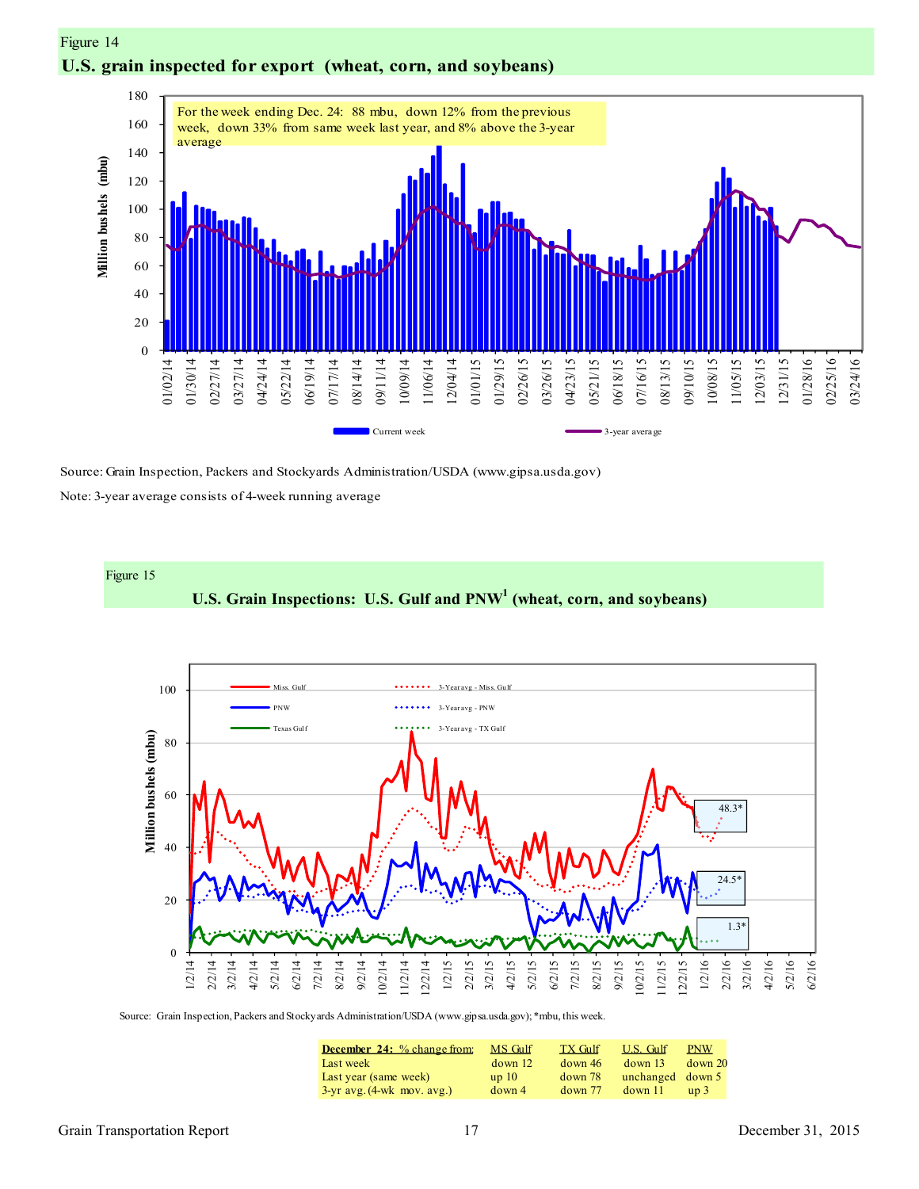Figure 14

## U.S. grain inspected for export (wheat, corn, and soybeans)

For the week ending Dec. 24: 88 mbu, down 12% from the previous week, down 33% from same week last year, and 8% above the 3-year average

Source: Grain Inspection, Packers and Stockyards Administration/USDA (www.gipsa.usda.gov)

Note: 3-year average consists of 4-week running average

Figure 15

## U.S. Grain Inspections: U.S. Gulf and PNW[1] (wheat, corn, and soybeans)

Source: Grain Inspection, Packers and Stockyards Administration/USDA (www.gipsa.usda.gov); *mbu, this week.

| December 24: % change from: | MS Gulf | TX Gulf | U.S. Gulf | PNW |
|---|---|---|---|---|
| Last week | down 12 | down 46 | down 13 | down 20 |
| Last year (same week) | up 10 | down 78 | unchanged | down 5 |
| 3-yr avg. (4-wk mov. avg.) | down 4 | down 77 | down 11 | up 3 |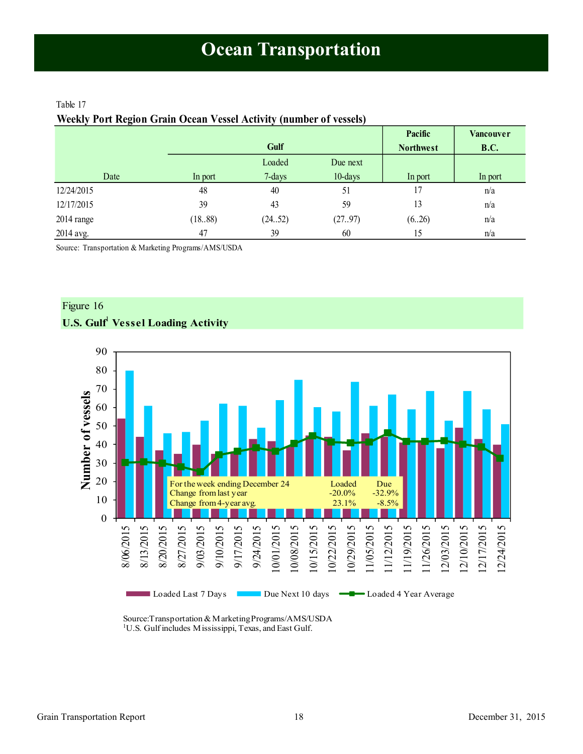# Ocean Transportation

Table 17

**Weekly Port Region Grain Ocean Vessel Activity (number of vessels)**

| Date | Gulf | | | Pacific Northwest | Vancouver B.C. |
|---|---|---|---|---|---|
| | In port | Loaded 7-days | Due next 10-days | In port | In port |
| 12/24/2015 | 48 | 40 | 51 | 17 | n/a |
| 12/17/2015 | 39 | 43 | 59 | 13 | n/a |
| 2014 range | (18..88) | (24..52) | (27..97) | (6..26) | n/a |
| 2014 avg. | 47 | 39 | 60 | 15 | n/a |

Source: Transportation & Marketing Programs/AMS/USDA

Figure 16

**U.S. Gulf[1] Vessel Loading Activity**

| For the week ending December 24 | Loaded | Due |
|---|---|---|
| Change from last year | -20.0% | -32.9% |
| Change from 4-year avg. | 23.1% | -8.5% |

Legend: Loaded Last 7 Days; Due Next 10 days; Loaded 4 Year Average

Source: Transportation & Marketing Programs/AMS/USDA
[1]U.S. Gulf includes Mississippi, Texas, and East Gulf.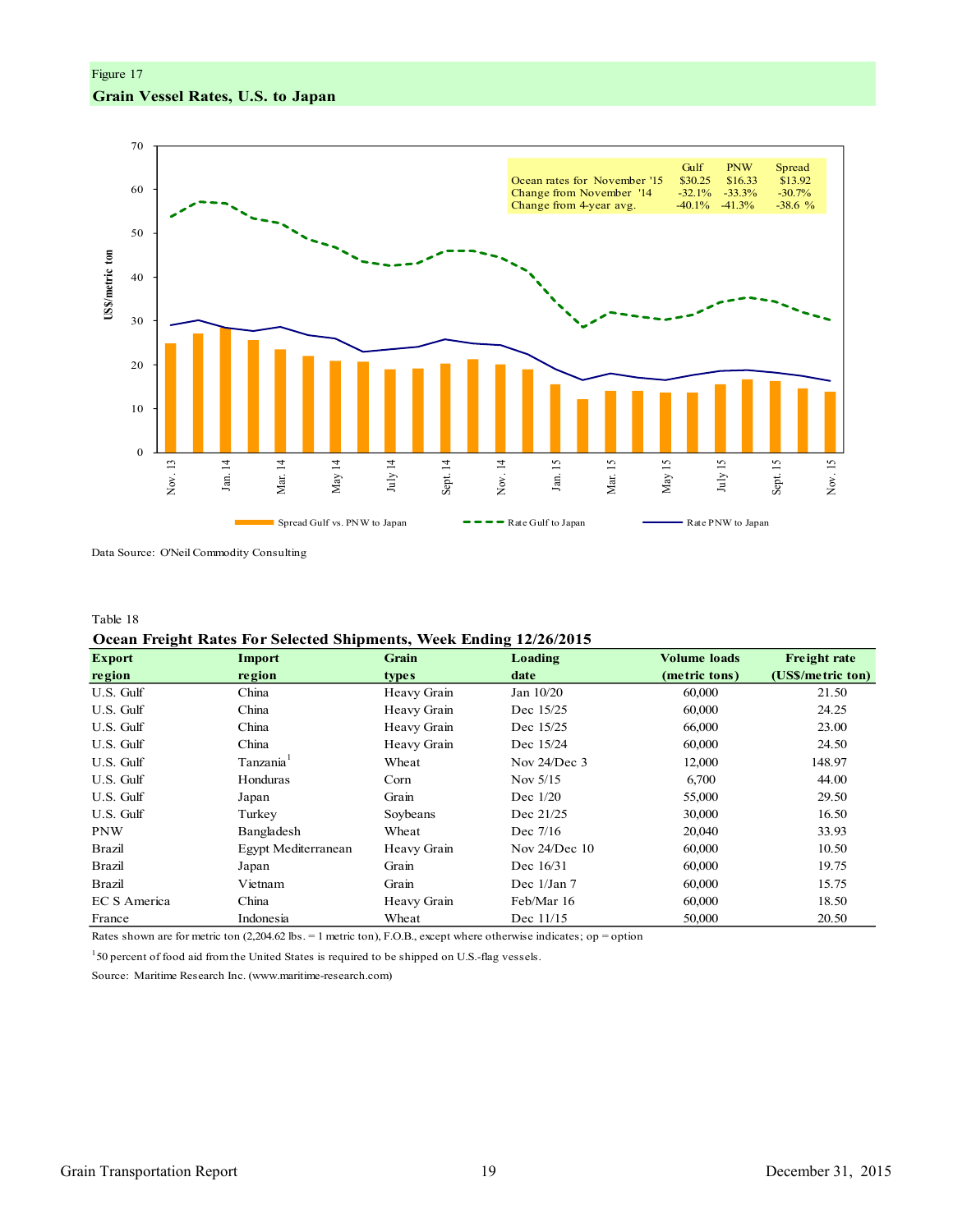Figure 17

**Grain Vessel Rates, U.S. to Japan**

| | Gulf | PNW | Spread |
|---|---|---|---|
| Ocean rates for November '15 | $30.25 | $16.33 | $13.92 |
| Change from November '14 | -32.1% | -33.3% | -30.7% |
| Change from 4-year avg. | -40.1% | -41.3% | -38.6 % |

Data Source: O'Neil Commodity Consulting

Table 18

**Ocean Freight Rates For Selected Shipments, Week Ending 12/26/2015**

| Export region | Import region | Grain types | Loading date | Volume loads (metric tons) | Freight rate (US$/metric ton) |
|---|---|---|---|---|---|
| U.S. Gulf | China | Heavy Grain | Jan 10/20 | 60,000 | 21.50 |
| U.S. Gulf | China | Heavy Grain | Dec 15/25 | 60,000 | 24.25 |
| U.S. Gulf | China | Heavy Grain | Dec 15/25 | 66,000 | 23.00 |
| U.S. Gulf | China | Heavy Grain | Dec 15/24 | 60,000 | 24.50 |
| U.S. Gulf | Tanzania[1] | Wheat | Nov 24/Dec 3 | 12,000 | 148.97 |
| U.S. Gulf | Honduras | Corn | Nov 5/15 | 6,700 | 44.00 |
| U.S. Gulf | Japan | Grain | Dec 1/20 | 55,000 | 29.50 |
| U.S. Gulf | Turkey | Soybeans | Dec 21/25 | 30,000 | 16.50 |
| PNW | Bangladesh | Wheat | Dec 7/16 | 20,040 | 33.93 |
| Brazil | Egypt Mediterranean | Heavy Grain | Nov 24/Dec 10 | 60,000 | 10.50 |
| Brazil | Japan | Grain | Dec 16/31 | 60,000 | 19.75 |
| Brazil | Vietnam | Grain | Dec 1/Jan 7 | 60,000 | 15.75 |
| EC S America | China | Heavy Grain | Feb/Mar 16 | 60,000 | 18.50 |
| France | Indonesia | Wheat | Dec 11/15 | 50,000 | 20.50 |

Rates shown are for metric ton (2,204.62 lbs. = 1 metric ton), F.O.B., except where otherwise indicates; op = option

[1]50 percent of food aid from the United States is required to be shipped on U.S.-flag vessels.

Source: Maritime Research Inc. (www.maritime-research.com)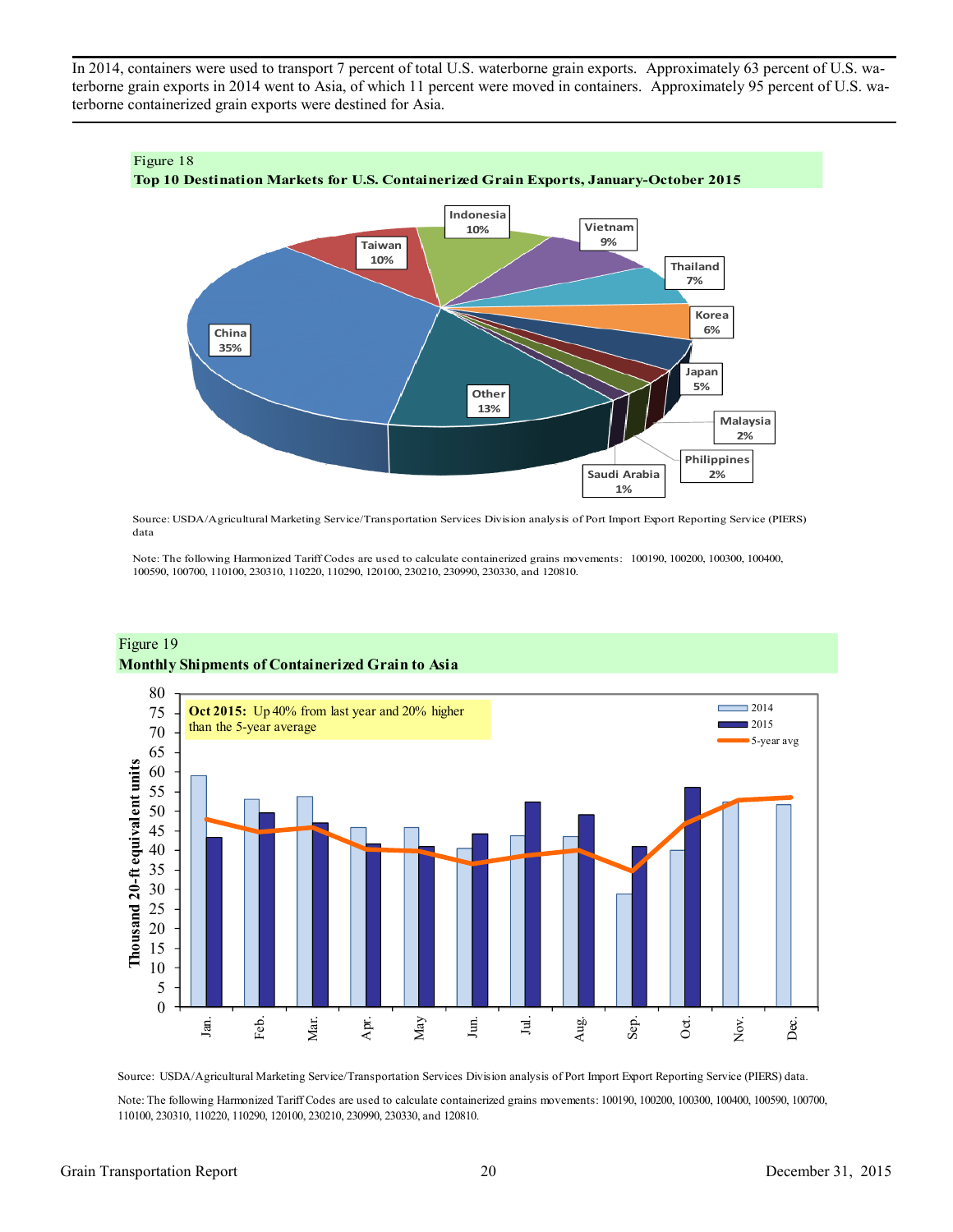In 2014, containers were used to transport 7 percent of total U.S. waterborne grain exports. Approximately 63 percent of U.S. waterborne grain exports in 2014 went to Asia, of which 11 percent were moved in containers. Approximately 95 percent of U.S. waterborne containerized grain exports were destined for Asia.

Figure 18

**Top 10 Destination Markets for U.S. Containerized Grain Exports, January-October 2015**

| Destination | Share |
|---|---|
| China | 35% |
| Other | 13% |
| Taiwan | 10% |
| Indonesia | 10% |
| Vietnam | 9% |
| Thailand | 7% |
| Korea | 6% |
| Japan | 5% |
| Malaysia | 2% |
| Philippines | 2% |
| Saudi Arabia | 1% |

Source: USDA/Agricultural Marketing Service/Transportation Services Division analysis of Port Import Export Reporting Service (PIERS) data

Note: The following Harmonized Tariff Codes are used to calculate containerized grains movements: 100190, 100200, 100300, 100400, 100590, 100700, 110100, 230310, 110220, 110290, 120100, 230210, 230990, 230330, and 120810.

Figure 19

**Monthly Shipments of Containerized Grain to Asia**

**Oct 2015:** Up 40% from last year and 20% higher than the 5-year average

Thousand 20-ft equivalent units (approximate values read from chart)

| Month | 2014 | 2015 | 5-year avg |
|---|---|---|---|
| Jan. | 59 | 43 | 48 |
| Feb. | 53 | 49.5 | 45 |
| Mar. | 54 | 47 | 46 |
| Apr. | 46 | 41.5 | 40 |
| May | 46 | 41 | 40 |
| Jun. | 40.5 | 44 | 36.5 |
| Jul. | 44 | 52 | 39 |
| Aug. | 43.5 | 49 | 40 |
| Sep. | 29 | 41 | 35 |
| Oct. | 40 | 56 | 47 |
| Nov. | 52 | | 53 |
| Dec. | 51.5 | | 53.5 |

Source: USDA/Agricultural Marketing Service/Transportation Services Division analysis of Port Import Export Reporting Service (PIERS) data.

Note: The following Harmonized Tariff Codes are used to calculate containerized grains movements: 100190, 100200, 100300, 100400, 100590, 100700, 110100, 230310, 110220, 110290, 120100, 230210, 230990, 230330, and 120810.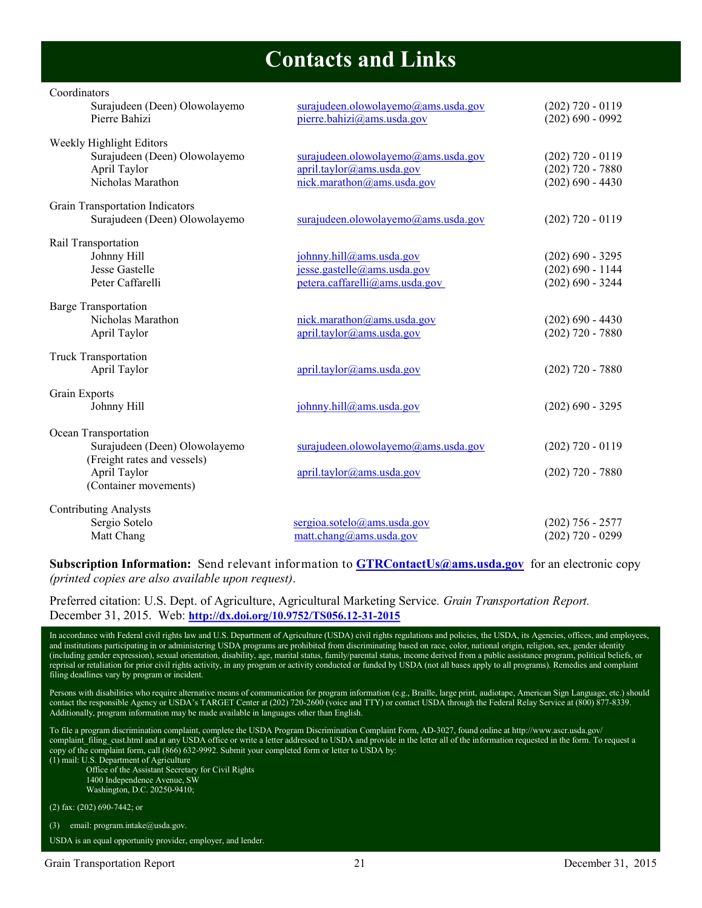# Contacts and Links

Coordinators

| | | |
|---|---|---|
| Surajudeen (Deen) Olowolayemo | surajudeen.olowolayemo@ams.usda.gov | (202) 720 - 0119 |
| Pierre Bahizi | pierre.bahizi@ams.usda.gov | (202) 690 - 0992 |

Weekly Highlight Editors

| | | |
|---|---|---|
| Surajudeen (Deen) Olowolayemo | surajudeen.olowolayemo@ams.usda.gov | (202) 720 - 0119 |
| April Taylor | april.taylor@ams.usda.gov | (202) 720 - 7880 |
| Nicholas Marathon | nick.marathon@ams.usda.gov | (202) 690 - 4430 |

Grain Transportation Indicators

| | | |
|---|---|---|
| Surajudeen (Deen) Olowolayemo | surajudeen.olowolayemo@ams.usda.gov | (202) 720 - 0119 |

Rail Transportation

| | | |
|---|---|---|
| Johnny Hill | johnny.hill@ams.usda.gov | (202) 690 - 3295 |
| Jesse Gastelle | jesse.gastelle@ams.usda.gov | (202) 690 - 1144 |
| Peter Caffarelli | petera.caffarelli@ams.usda.gov | (202) 690 - 3244 |

Barge Transportation

| | | |
|---|---|---|
| Nicholas Marathon | nick.marathon@ams.usda.gov | (202) 690 - 4430 |
| April Taylor | april.taylor@ams.usda.gov | (202) 720 - 7880 |

Truck Transportation

| | | |
|---|---|---|
| April Taylor | april.taylor@ams.usda.gov | (202) 720 - 7880 |

Grain Exports

| | | |
|---|---|---|
| Johnny Hill | johnny.hill@ams.usda.gov | (202) 690 - 3295 |

Ocean Transportation

| | | |
|---|---|---|
| Surajudeen (Deen) Olowolayemo (Freight rates and vessels) | surajudeen.olowolayemo@ams.usda.gov | (202) 720 - 0119 |
| April Taylor (Container movements) | april.taylor@ams.usda.gov | (202) 720 - 7880 |

Contributing Analysts

| | | |
|---|---|---|
| Sergio Sotelo | sergioa.sotelo@ams.usda.gov | (202) 756 - 2577 |
| Matt Chang | matt.chang@ams.usda.gov | (202) 720 - 0299 |

**Subscription Information:** Send relevant information to **GTRContactUs@ams.usda.gov** for an electronic copy *(printed copies are also available upon request)*.

Preferred citation: U.S. Dept. of Agriculture, Agricultural Marketing Service. *Grain Transportation Report.* December 31, 2015. Web: **http://dx.doi.org/10.9752/TS056.12-31-2015**

In accordance with Federal civil rights law and U.S. Department of Agriculture (USDA) civil rights regulations and policies, the USDA, its Agencies, offices, and employees, and institutions participating in or administering USDA programs are prohibited from discriminating based on race, color, national origin, religion, sex, gender identity (including gender expression), sexual orientation, disability, age, marital status, family/parental status, income derived from a public assistance program, political beliefs, or reprisal or retaliation for prior civil rights activity, in any program or activity conducted or funded by USDA (not all bases apply to all programs). Remedies and complaint filing deadlines vary by program or incident.

Persons with disabilities who require alternative means of communication for program information (e.g., Braille, large print, audiotape, American Sign Language, etc.) should contact the responsible Agency or USDA's TARGET Center at (202) 720-2600 (voice and TTY) or contact USDA through the Federal Relay Service at (800) 877-8339. Additionally, program information may be made available in languages other than English.

To file a program discrimination complaint, complete the USDA Program Discrimination Complaint Form, AD-3027, found online at http://www.ascr.usda.gov/complaint_filing_cust.html and at any USDA office or write a letter addressed to USDA and provide in the letter all of the information requested in the form. To request a copy of the complaint form, call (866) 632-9992. Submit your completed form or letter to USDA by:

(1) mail: U.S. Department of Agriculture
Office of the Assistant Secretary for Civil Rights
1400 Independence Avenue, SW
Washington, D.C. 20250-9410;

(2) fax: (202) 690-7442; or

(3) email: program.intake@usda.gov.

USDA is an equal opportunity provider, employer, and lender.